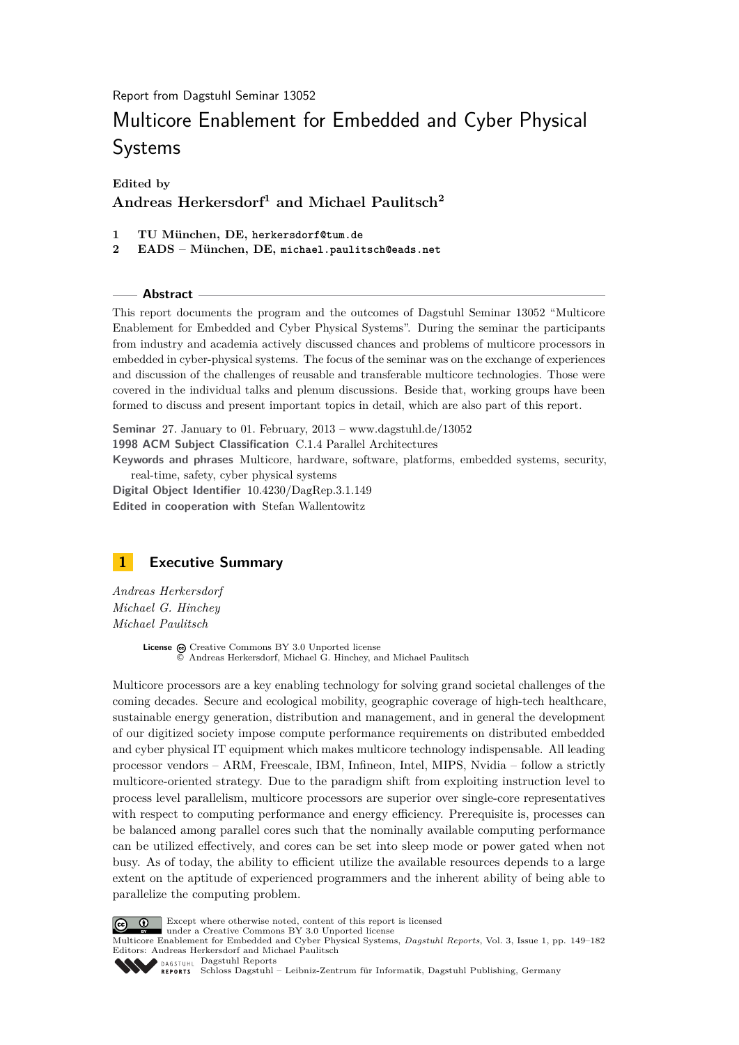Report from Dagstuhl Seminar 13052

# Multicore Enablement for Embedded and Cyber Physical Systems

**Edited by**
**Andreas Herkersdorf[1] and Michael Paulitsch[2]**

1 **TU München, DE,** herkersdorf@tum.de
2 **EADS – München, DE,** michael.paulitsch@eads.net

## Abstract

This report documents the program and the outcomes of Dagstuhl Seminar 13052 "Multicore Enablement for Embedded and Cyber Physical Systems". During the seminar the participants from industry and academia actively discussed chances and problems of multicore processors in embedded in cyber-physical systems. The focus of the seminar was on the exchange of experiences and discussion of the challenges of reusable and transferable multicore technologies. Those were covered in the individual talks and plenum discussions. Beside that, working groups have been formed to discuss and present important topics in detail, which are also part of this report.

**Seminar** 27. January to 01. February, 2013 – www.dagstuhl.de/13052
**1998 ACM Subject Classification** C.1.4 Parallel Architectures
**Keywords and phrases** Multicore, hardware, software, platforms, embedded systems, security, real-time, safety, cyber physical systems
**Digital Object Identifier** 10.4230/DagRep.3.1.149
**Edited in cooperation with** Stefan Wallentowitz

## 1 Executive Summary

*Andreas Herkersdorf*
*Michael G. Hinchey*
*Michael Paulitsch*

**License** Creative Commons BY 3.0 Unported license
© Andreas Herkersdorf, Michael G. Hinchey, and Michael Paulitsch

Multicore processors are a key enabling technology for solving grand societal challenges of the coming decades. Secure and ecological mobility, geographic coverage of high-tech healthcare, sustainable energy generation, distribution and management, and in general the development of our digitized society impose compute performance requirements on distributed embedded and cyber physical IT equipment which makes multicore technology indispensable. All leading processor vendors – ARM, Freescale, IBM, Infineon, Intel, MIPS, Nvidia – follow a strictly multicore-oriented strategy. Due to the paradigm shift from exploiting instruction level to process level parallelism, multicore processors are superior over single-core representatives with respect to computing performance and energy efficiency. Prerequisite is, processes can be balanced among parallel cores such that the nominally available computing performance can be utilized effectively, and cores can be set into sleep mode or power gated when not busy. As of today, the ability to efficient utilize the available resources depends to a large extent on the aptitude of experienced programmers and the inherent ability of being able to parallelize the computing problem.

Except where otherwise noted, content of this report is licensed under a Creative Commons BY 3.0 Unported license
Multicore Enablement for Embedded and Cyber Physical Systems, *Dagstuhl Reports*, Vol. 3, Issue 1, pp. 149–182
Editors: Andreas Herkersdorf and Michael Paulitsch
Dagstuhl Reports
Schloss Dagstuhl – Leibniz-Zentrum für Informatik, Dagstuhl Publishing, Germany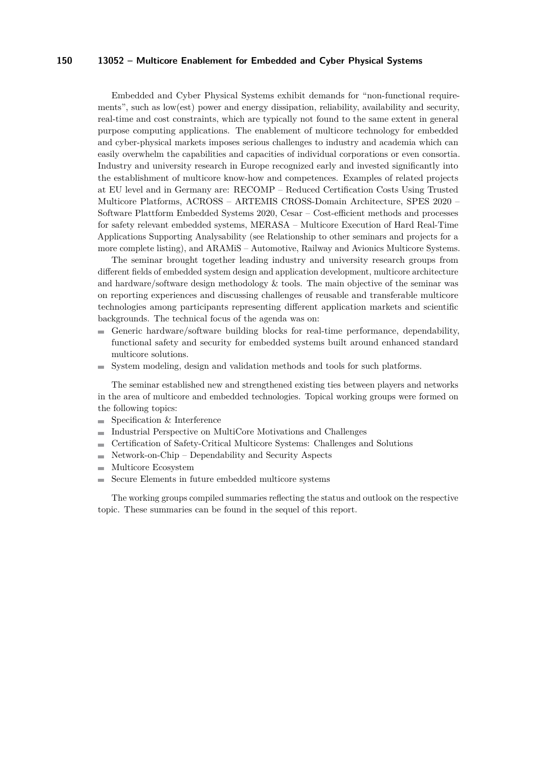Embedded and Cyber Physical Systems exhibit demands for "non-functional requirements", such as low(est) power and energy dissipation, reliability, availability and security, real-time and cost constraints, which are typically not found to the same extent in general purpose computing applications. The enablement of multicore technology for embedded and cyber-physical markets imposes serious challenges to industry and academia which can easily overwhelm the capabilities and capacities of individual corporations or even consortia. Industry and university research in Europe recognized early and invested significantly into the establishment of multicore know-how and competences. Examples of related projects at EU level and in Germany are: RECOMP – Reduced Certification Costs Using Trusted Multicore Platforms, ACROSS – ARTEMIS CROSS-Domain Architecture, SPES 2020 – Software Plattform Embedded Systems 2020, Cesar – Cost-efficient methods and processes for safety relevant embedded systems, MERASA – Multicore Execution of Hard Real-Time Applications Supporting Analysability (see Relationship to other seminars and projects for a more complete listing), and ARAMiS – Automotive, Railway and Avionics Multicore Systems.

The seminar brought together leading industry and university research groups from different fields of embedded system design and application development, multicore architecture and hardware/software design methodology & tools. The main objective of the seminar was on reporting experiences and discussing challenges of reusable and transferable multicore technologies among participants representing different application markets and scientific backgrounds. The technical focus of the agenda was on:

- Generic hardware/software building blocks for real-time performance, dependability, functional safety and security for embedded systems built around enhanced standard multicore solutions.
- System modeling, design and validation methods and tools for such platforms.

The seminar established new and strengthened existing ties between players and networks in the area of multicore and embedded technologies. Topical working groups were formed on the following topics:

- Specification & Interference
- Industrial Perspective on MultiCore Motivations and Challenges
- Certification of Safety-Critical Multicore Systems: Challenges and Solutions
- Network-on-Chip – Dependability and Security Aspects
- Multicore Ecosystem
- Secure Elements in future embedded multicore systems

The working groups compiled summaries reflecting the status and outlook on the respective topic. These summaries can be found in the sequel of this report.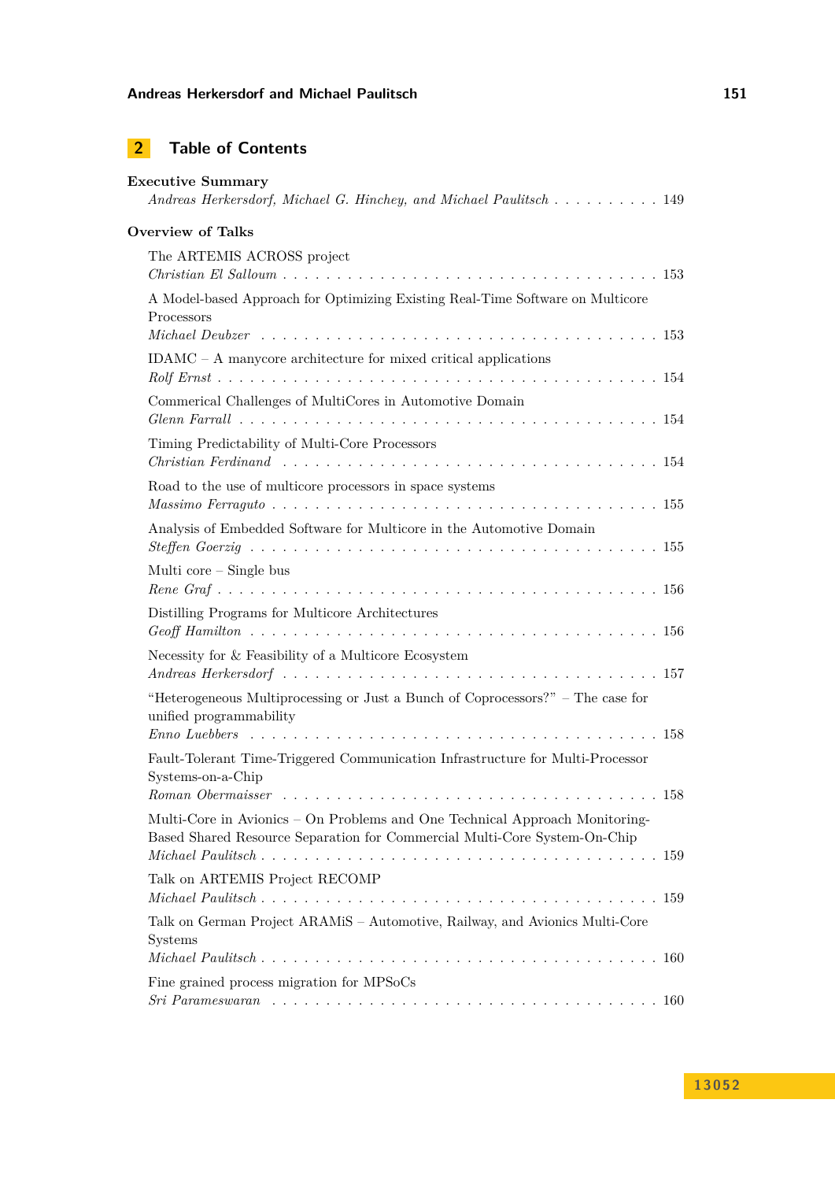## 2 Table of Contents

**Executive Summary**

*Andreas Herkersdorf, Michael G. Hinchey, and Michael Paulitsch* . . . . . . . . . . 149

**Overview of Talks**

The ARTEMIS ACROSS project
*Christian El Salloum* . . . . . . . . . . . . . . . . . . . . . . . . . . . . . . . . . . . 153

A Model-based Approach for Optimizing Existing Real-Time Software on Multicore Processors
*Michael Deubzer* . . . . . . . . . . . . . . . . . . . . . . . . . . . . . . . . . . . 153

IDAMC – A manycore architecture for mixed critical applications
*Rolf Ernst* . . . . . . . . . . . . . . . . . . . . . . . . . . . . . . . . . . . 154

Commerical Challenges of MultiCores in Automotive Domain
*Glenn Farrall* . . . . . . . . . . . . . . . . . . . . . . . . . . . . . . . . . . . 154

Timing Predictability of Multi-Core Processors
*Christian Ferdinand* . . . . . . . . . . . . . . . . . . . . . . . . . . . . . . . . . . . 154

Road to the use of multicore processors in space systems
*Massimo Ferraguto* . . . . . . . . . . . . . . . . . . . . . . . . . . . . . . . . . . . 155

Analysis of Embedded Software for Multicore in the Automotive Domain
*Steffen Goerzig* . . . . . . . . . . . . . . . . . . . . . . . . . . . . . . . . . . . 155

Multi core – Single bus
*Rene Graf* . . . . . . . . . . . . . . . . . . . . . . . . . . . . . . . . . . . 156

Distilling Programs for Multicore Architectures
*Geoff Hamilton* . . . . . . . . . . . . . . . . . . . . . . . . . . . . . . . . . . . 156

Necessity for & Feasibility of a Multicore Ecosystem
*Andreas Herkersdorf* . . . . . . . . . . . . . . . . . . . . . . . . . . . . . . . . . . . 157

"Heterogeneous Multiprocessing or Just a Bunch of Coprocessors?" – The case for unified programmability
*Enno Luebbers* . . . . . . . . . . . . . . . . . . . . . . . . . . . . . . . . . . . 158

Fault-Tolerant Time-Triggered Communication Infrastructure for Multi-Processor Systems-on-a-Chip
*Roman Obermaisser* . . . . . . . . . . . . . . . . . . . . . . . . . . . . . . . . . . . 158

Multi-Core in Avionics – On Problems and One Technical Approach Monitoring-Based Shared Resource Separation for Commercial Multi-Core System-On-Chip
*Michael Paulitsch* . . . . . . . . . . . . . . . . . . . . . . . . . . . . . . . . . . . 159

Talk on ARTEMIS Project RECOMP
*Michael Paulitsch* . . . . . . . . . . . . . . . . . . . . . . . . . . . . . . . . . . . 159

Talk on German Project ARAMiS – Automotive, Railway, and Avionics Multi-Core Systems
*Michael Paulitsch* . . . . . . . . . . . . . . . . . . . . . . . . . . . . . . . . . . . 160

Fine grained process migration for MPSoCs
*Sri Parameswaran* . . . . . . . . . . . . . . . . . . . . . . . . . . . . . . . . . . . 160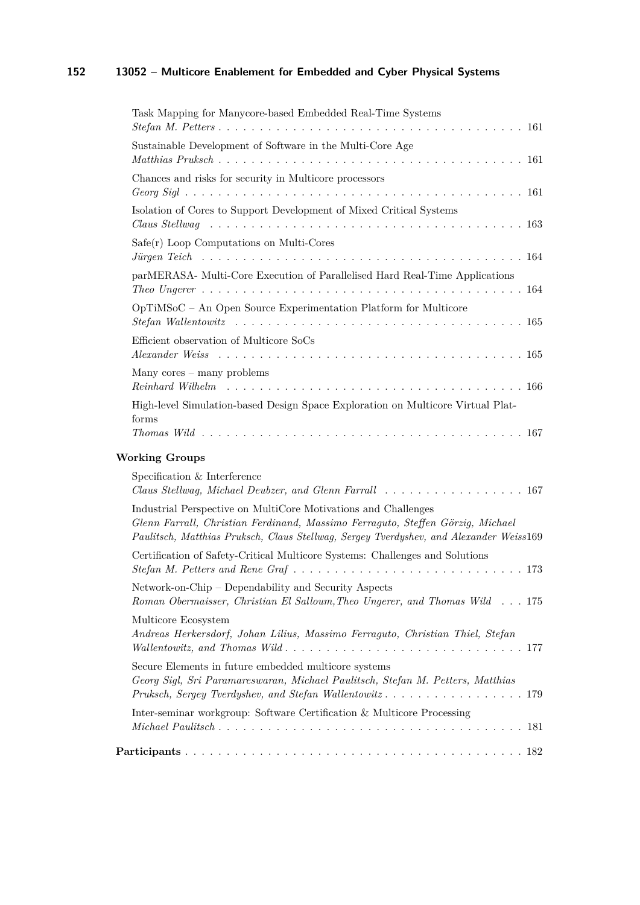Task Mapping for Manycore-based Embedded Real-Time Systems
*Stefan M. Petters* . . . . . . . . . . . . . . . . . . . . . . . . . . . . . . . . . . . . . . 161

Sustainable Development of Software in the Multi-Core Age
*Matthias Pruksch* . . . . . . . . . . . . . . . . . . . . . . . . . . . . . . . . . . . . . 161

Chances and risks for security in Multicore processors
*Georg Sigl* . . . . . . . . . . . . . . . . . . . . . . . . . . . . . . . . . . . . . . . . . 161

Isolation of Cores to Support Development of Mixed Critical Systems
*Claus Stellwag* . . . . . . . . . . . . . . . . . . . . . . . . . . . . . . . . . . . . . . 163

Safe(r) Loop Computations on Multi-Cores
*Jürgen Teich* . . . . . . . . . . . . . . . . . . . . . . . . . . . . . . . . . . . . . . . 164

parMERASA- Multi-Core Execution of Parallelised Hard Real-Time Applications
*Theo Ungerer* . . . . . . . . . . . . . . . . . . . . . . . . . . . . . . . . . . . . . . 164

OpTiMSoC – An Open Source Experimentation Platform for Multicore
*Stefan Wallentowitz* . . . . . . . . . . . . . . . . . . . . . . . . . . . . . . . . . . . 165

Efficient observation of Multicore SoCs
*Alexander Weiss* . . . . . . . . . . . . . . . . . . . . . . . . . . . . . . . . . . . . . 165

Many cores – many problems
*Reinhard Wilhelm* . . . . . . . . . . . . . . . . . . . . . . . . . . . . . . . . . . . . 166

High-level Simulation-based Design Space Exploration on Multicore Virtual Platforms
*Thomas Wild* . . . . . . . . . . . . . . . . . . . . . . . . . . . . . . . . . . . . . . . 167

**Working Groups**

Specification & Interference
*Claus Stellwag, Michael Deubzer, and Glenn Farrall* . . . . . . . . . . . . . . . . . 167

Industrial Perspective on MultiCore Motivations and Challenges
*Glenn Farrall, Christian Ferdinand, Massimo Ferraguto, Steffen Görzig, Michael Paulitsch, Matthias Pruksch, Claus Stellwag, Sergey Tverdyshev, and Alexander Weiss* 169

Certification of Safety-Critical Multicore Systems: Challenges and Solutions
*Stefan M. Petters and Rene Graf* . . . . . . . . . . . . . . . . . . . . . . . . . . . 173

Network-on-Chip – Dependability and Security Aspects
*Roman Obermaisser, Christian El Salloum, Theo Ungerer, and Thomas Wild* . . . 175

Multicore Ecosystem
*Andreas Herkersdorf, Johan Lilius, Massimo Ferraguto, Christian Thiel, Stefan Wallentowitz, and Thomas Wild* . . . . . . . . . . . . . . . . . . . . . . . . . . . . 177

Secure Elements in future embedded multicore systems
*Georg Sigl, Sri Paramareswaran, Michael Paulitsch, Stefan M. Petters, Matthias Pruksch, Sergey Tverdyshev, and Stefan Wallentowitz* . . . . . . . . . . . . . . . . . 179

Inter-seminar workgroup: Software Certification & Multicore Processing
*Michael Paulitsch* . . . . . . . . . . . . . . . . . . . . . . . . . . . . . . . . . . . . 181

**Participants** . . . . . . . . . . . . . . . . . . . . . . . . . . . . . . . . . . . . . . . . 182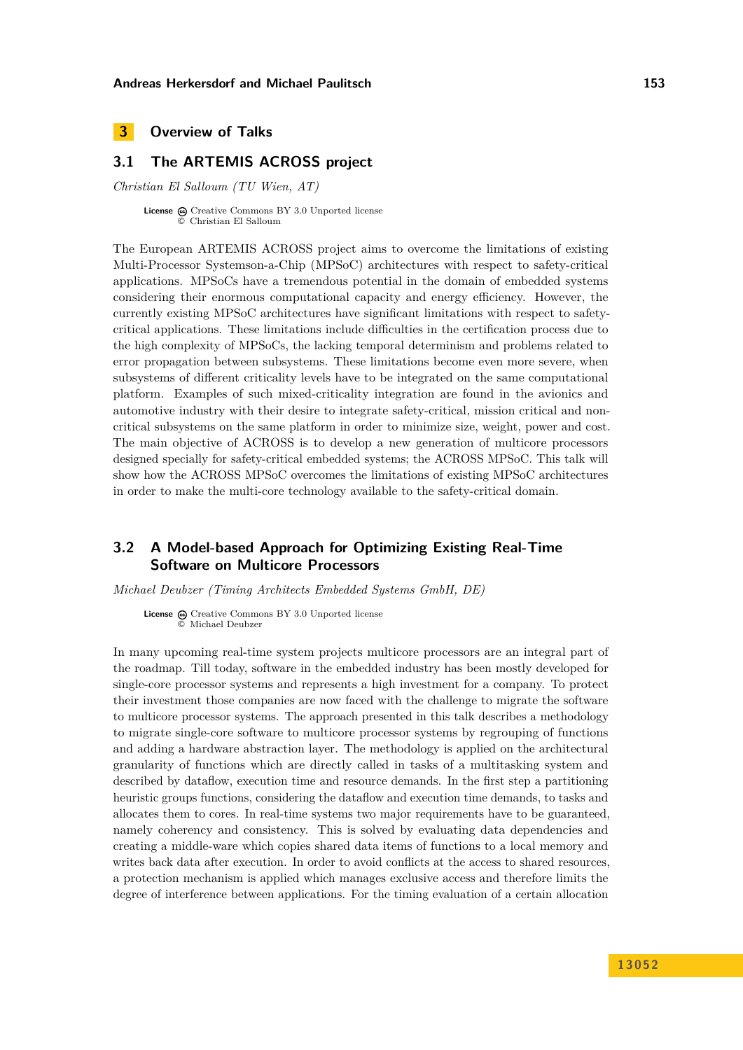# 3 Overview of Talks

## 3.1 The ARTEMIS ACROSS project

*Christian El Salloum (TU Wien, AT)*

**License** Creative Commons BY 3.0 Unported license
© Christian El Salloum

The European ARTEMIS ACROSS project aims to overcome the limitations of existing Multi-Processor Systemson-a-Chip (MPSoC) architectures with respect to safety-critical applications. MPSoCs have a tremendous potential in the domain of embedded systems considering their enormous computational capacity and energy efficiency. However, the currently existing MPSoC architectures have significant limitations with respect to safety-critical applications. These limitations include difficulties in the certification process due to the high complexity of MPSoCs, the lacking temporal determinism and problems related to error propagation between subsystems. These limitations become even more severe, when subsystems of different criticality levels have to be integrated on the same computational platform. Examples of such mixed-criticality integration are found in the avionics and automotive industry with their desire to integrate safety-critical, mission critical and non-critical subsystems on the same platform in order to minimize size, weight, power and cost. The main objective of ACROSS is to develop a new generation of multicore processors designed specially for safety-critical embedded systems; the ACROSS MPSoC. This talk will show how the ACROSS MPSoC overcomes the limitations of existing MPSoC architectures in order to make the multi-core technology available to the safety-critical domain.

## 3.2 A Model-based Approach for Optimizing Existing Real-Time Software on Multicore Processors

*Michael Deubzer (Timing Architects Embedded Systems GmbH, DE)*

**License** Creative Commons BY 3.0 Unported license
© Michael Deubzer

In many upcoming real-time system projects multicore processors are an integral part of the roadmap. Till today, software in the embedded industry has been mostly developed for single-core processor systems and represents a high investment for a company. To protect their investment those companies are now faced with the challenge to migrate the software to multicore processor systems. The approach presented in this talk describes a methodology to migrate single-core software to multicore processor systems by regrouping of functions and adding a hardware abstraction layer. The methodology is applied on the architectural granularity of functions which are directly called in tasks of a multitasking system and described by dataflow, execution time and resource demands. In the first step a partitioning heuristic groups functions, considering the dataflow and execution time demands, to tasks and allocates them to cores. In real-time systems two major requirements have to be guaranteed, namely coherency and consistency. This is solved by evaluating data dependencies and creating a middle-ware which copies shared data items of functions to a local memory and writes back data after execution. In order to avoid conflicts at the access to shared resources, a protection mechanism is applied which manages exclusive access and therefore limits the degree of interference between applications. For the timing evaluation of a certain allocation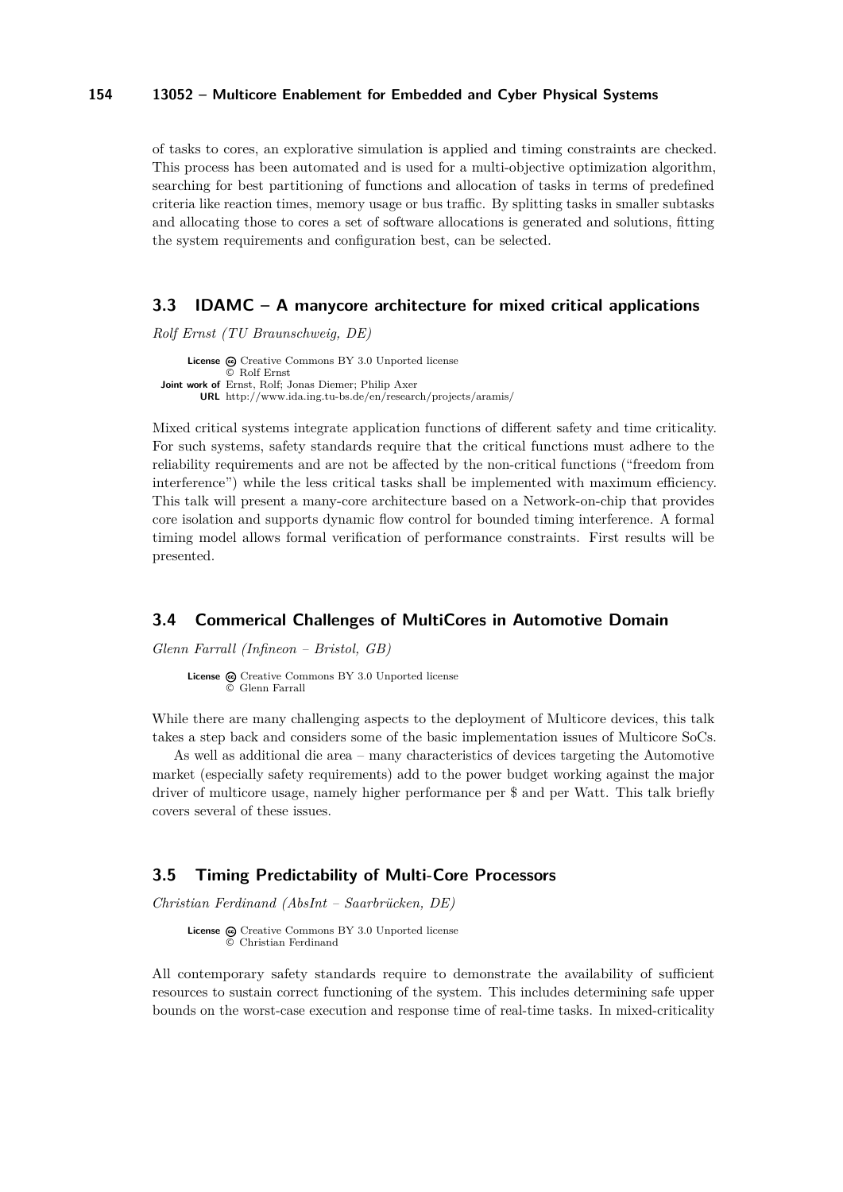of tasks to cores, an explorative simulation is applied and timing constraints are checked. This process has been automated and is used for a multi-objective optimization algorithm, searching for best partitioning of functions and allocation of tasks in terms of predefined criteria like reaction times, memory usage or bus traffic. By splitting tasks in smaller subtasks and allocating those to cores a set of software allocations is generated and solutions, fitting the system requirements and configuration best, can be selected.

## 3.3 IDAMC – A manycore architecture for mixed critical applications

*Rolf Ernst (TU Braunschweig, DE)*

**License** Creative Commons BY 3.0 Unported license
© Rolf Ernst
**Joint work of** Ernst, Rolf; Jonas Diemer; Philip Axer
**URL** http://www.ida.ing.tu-bs.de/en/research/projects/aramis/

Mixed critical systems integrate application functions of different safety and time criticality. For such systems, safety standards require that the critical functions must adhere to the reliability requirements and are not be affected by the non-critical functions ("freedom from interference") while the less critical tasks shall be implemented with maximum efficiency. This talk will present a many-core architecture based on a Network-on-chip that provides core isolation and supports dynamic flow control for bounded timing interference. A formal timing model allows formal verification of performance constraints. First results will be presented.

## 3.4 Commerical Challenges of MultiCores in Automotive Domain

*Glenn Farrall (Infineon – Bristol, GB)*

**License** Creative Commons BY 3.0 Unported license
© Glenn Farrall

While there are many challenging aspects to the deployment of Multicore devices, this talk takes a step back and considers some of the basic implementation issues of Multicore SoCs.

As well as additional die area – many characteristics of devices targeting the Automotive market (especially safety requirements) add to the power budget working against the major driver of multicore usage, namely higher performance per $ and per Watt. This talk briefly covers several of these issues.

## 3.5 Timing Predictability of Multi-Core Processors

*Christian Ferdinand (AbsInt – Saarbrücken, DE)*

**License** Creative Commons BY 3.0 Unported license
© Christian Ferdinand

All contemporary safety standards require to demonstrate the availability of sufficient resources to sustain correct functioning of the system. This includes determining safe upper bounds on the worst-case execution and response time of real-time tasks. In mixed-criticality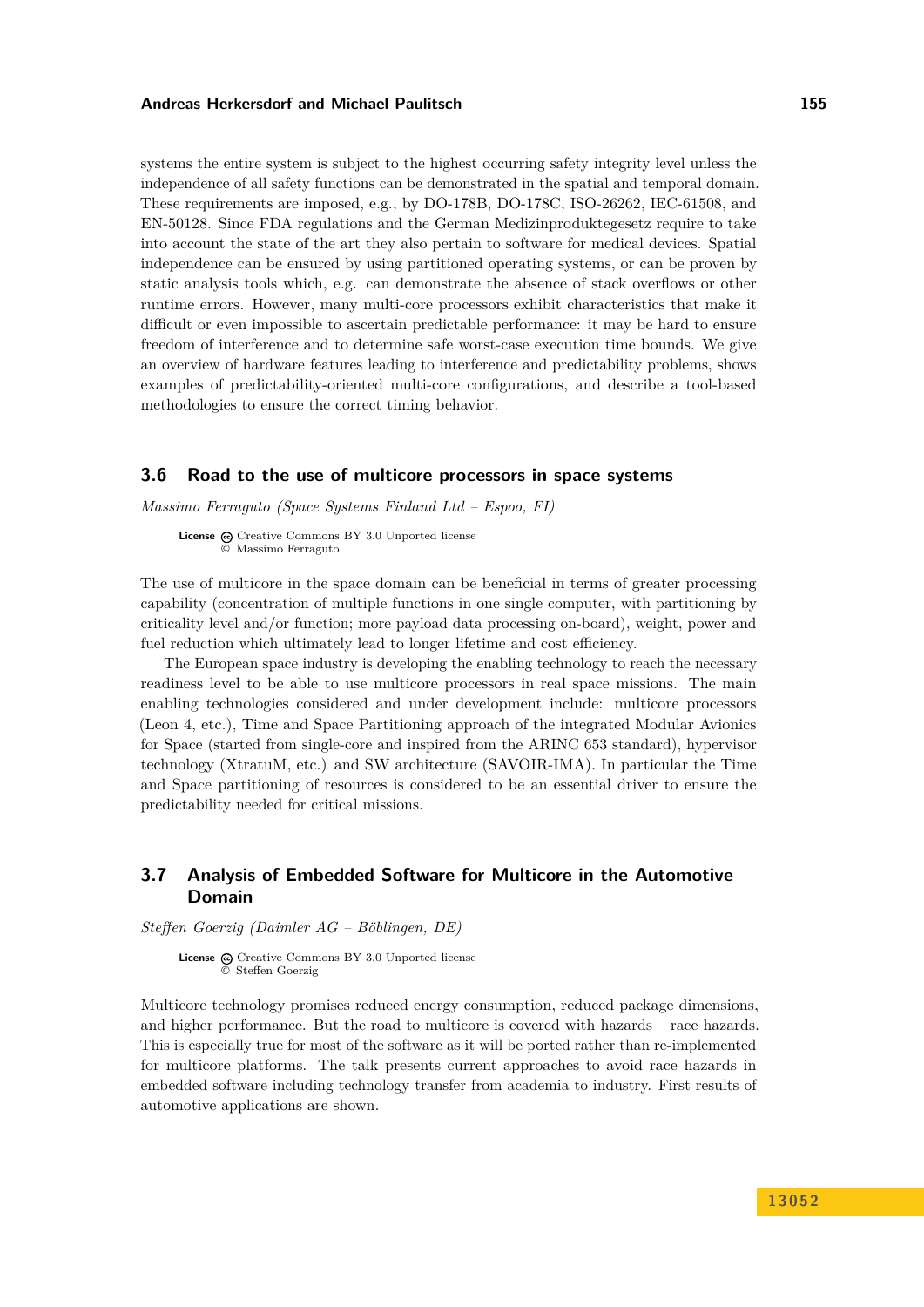systems the entire system is subject to the highest occurring safety integrity level unless the independence of all safety functions can be demonstrated in the spatial and temporal domain. These requirements are imposed, e.g., by DO-178B, DO-178C, ISO-26262, IEC-61508, and EN-50128. Since FDA regulations and the German Medizinproduktegesetz require to take into account the state of the art they also pertain to software for medical devices. Spatial independence can be ensured by using partitioned operating systems, or can be proven by static analysis tools which, e.g. can demonstrate the absence of stack overflows or other runtime errors. However, many multi-core processors exhibit characteristics that make it difficult or even impossible to ascertain predictable performance: it may be hard to ensure freedom of interference and to determine safe worst-case execution time bounds. We give an overview of hardware features leading to interference and predictability problems, shows examples of predictability-oriented multi-core configurations, and describe a tool-based methodologies to ensure the correct timing behavior.

## 3.6 Road to the use of multicore processors in space systems

*Massimo Ferraguto (Space Systems Finland Ltd – Espoo, FI)*

**License** Creative Commons BY 3.0 Unported license
© Massimo Ferraguto

The use of multicore in the space domain can be beneficial in terms of greater processing capability (concentration of multiple functions in one single computer, with partitioning by criticality level and/or function; more payload data processing on-board), weight, power and fuel reduction which ultimately lead to longer lifetime and cost efficiency.

The European space industry is developing the enabling technology to reach the necessary readiness level to be able to use multicore processors in real space missions. The main enabling technologies considered and under development include: multicore processors (Leon 4, etc.), Time and Space Partitioning approach of the integrated Modular Avionics for Space (started from single-core and inspired from the ARINC 653 standard), hypervisor technology (XtratuM, etc.) and SW architecture (SAVOIR-IMA). In particular the Time and Space partitioning of resources is considered to be an essential driver to ensure the predictability needed for critical missions.

## 3.7 Analysis of Embedded Software for Multicore in the Automotive Domain

*Steffen Goerzig (Daimler AG – Böblingen, DE)*

**License** Creative Commons BY 3.0 Unported license
© Steffen Goerzig

Multicore technology promises reduced energy consumption, reduced package dimensions, and higher performance. But the road to multicore is covered with hazards – race hazards. This is especially true for most of the software as it will be ported rather than re-implemented for multicore platforms. The talk presents current approaches to avoid race hazards in embedded software including technology transfer from academia to industry. First results of automotive applications are shown.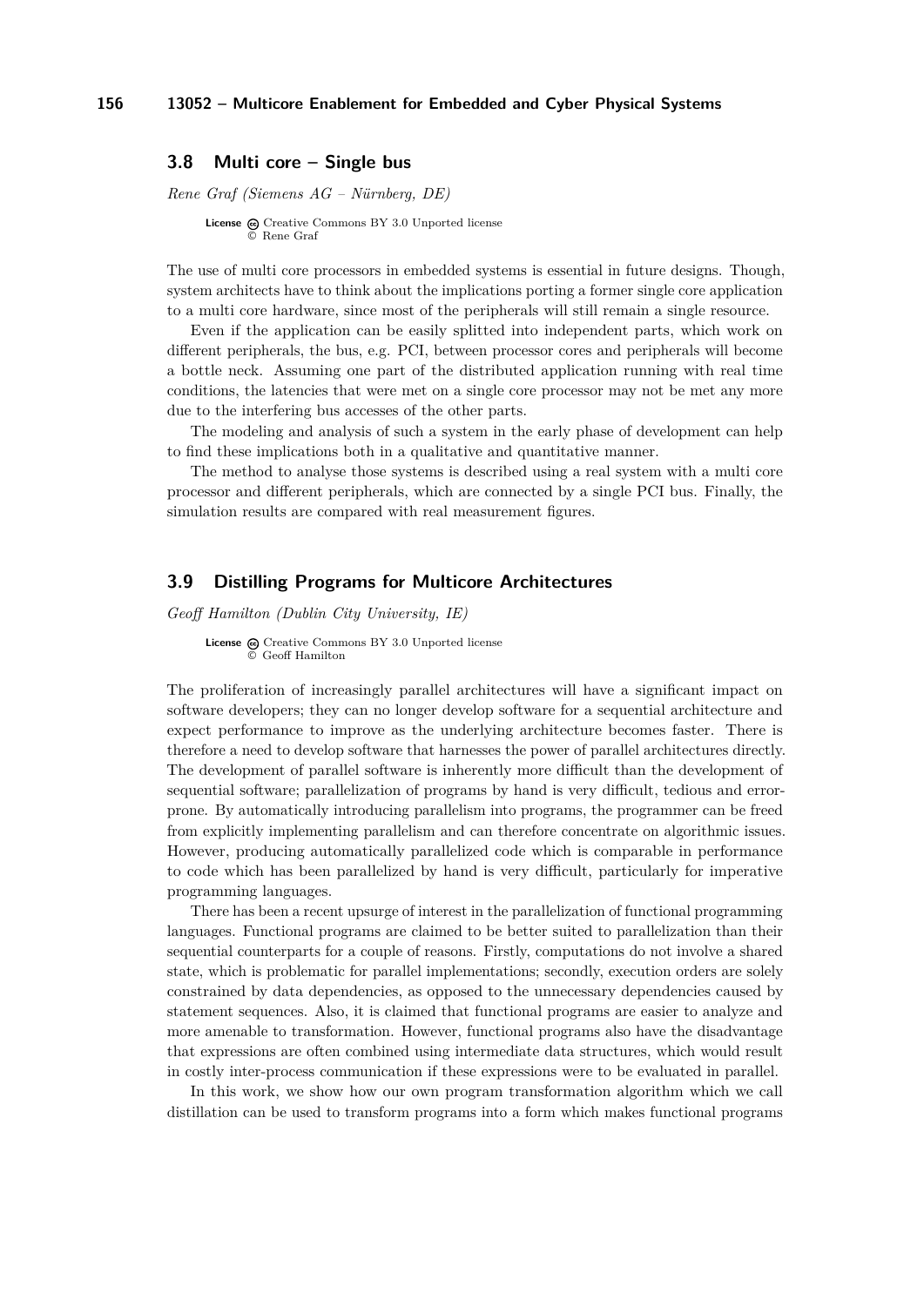### 3.8 Multi core – Single bus

*Rene Graf (Siemens AG – Nürnberg, DE)*

**License** Creative Commons BY 3.0 Unported license
© Rene Graf

The use of multi core processors in embedded systems is essential in future designs. Though, system architects have to think about the implications porting a former single core application to a multi core hardware, since most of the peripherals will still remain a single resource.

Even if the application can be easily splitted into independent parts, which work on different peripherals, the bus, e.g. PCI, between processor cores and peripherals will become a bottle neck. Assuming one part of the distributed application running with real time conditions, the latencies that were met on a single core processor may not be met any more due to the interfering bus accesses of the other parts.

The modeling and analysis of such a system in the early phase of development can help to find these implications both in a qualitative and quantitative manner.

The method to analyse those systems is described using a real system with a multi core processor and different peripherals, which are connected by a single PCI bus. Finally, the simulation results are compared with real measurement figures.

### 3.9 Distilling Programs for Multicore Architectures

*Geoff Hamilton (Dublin City University, IE)*

**License** Creative Commons BY 3.0 Unported license
© Geoff Hamilton

The proliferation of increasingly parallel architectures will have a significant impact on software developers; they can no longer develop software for a sequential architecture and expect performance to improve as the underlying architecture becomes faster. There is therefore a need to develop software that harnesses the power of parallel architectures directly. The development of parallel software is inherently more difficult than the development of sequential software; parallelization of programs by hand is very difficult, tedious and error-prone. By automatically introducing parallelism into programs, the programmer can be freed from explicitly implementing parallelism and can therefore concentrate on algorithmic issues. However, producing automatically parallelized code which is comparable in performance to code which has been parallelized by hand is very difficult, particularly for imperative programming languages.

There has been a recent upsurge of interest in the parallelization of functional programming languages. Functional programs are claimed to be better suited to parallelization than their sequential counterparts for a couple of reasons. Firstly, computations do not involve a shared state, which is problematic for parallel implementations; secondly, execution orders are solely constrained by data dependencies, as opposed to the unnecessary dependencies caused by statement sequences. Also, it is claimed that functional programs are easier to analyze and more amenable to transformation. However, functional programs also have the disadvantage that expressions are often combined using intermediate data structures, which would result in costly inter-process communication if these expressions were to be evaluated in parallel.

In this work, we show how our own program transformation algorithm which we call distillation can be used to transform programs into a form which makes functional programs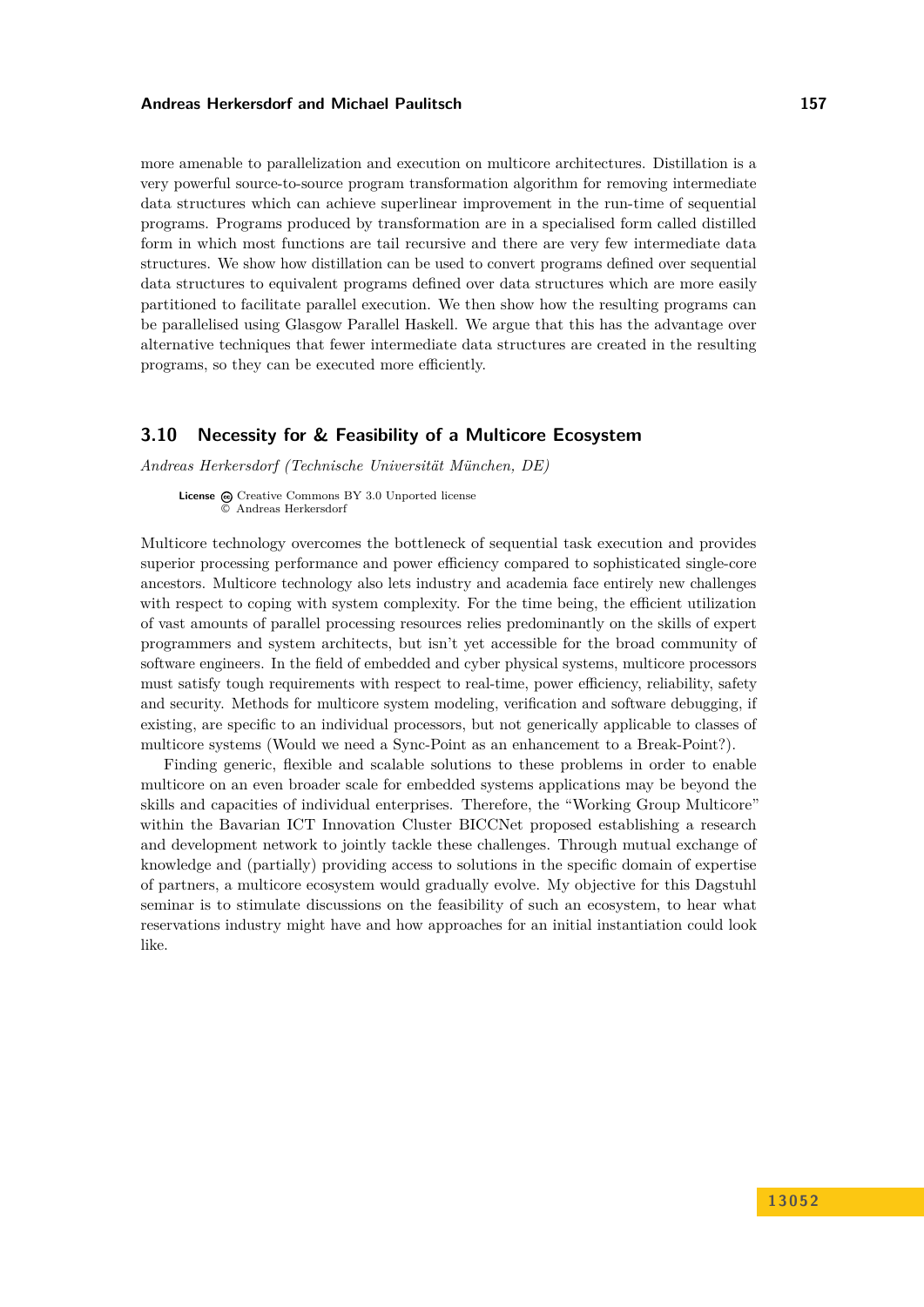more amenable to parallelization and execution on multicore architectures. Distillation is a very powerful source-to-source program transformation algorithm for removing intermediate data structures which can achieve superlinear improvement in the run-time of sequential programs. Programs produced by transformation are in a specialised form called distilled form in which most functions are tail recursive and there are very few intermediate data structures. We show how distillation can be used to convert programs defined over sequential data structures to equivalent programs defined over data structures which are more easily partitioned to facilitate parallel execution. We then show how the resulting programs can be parallelised using Glasgow Parallel Haskell. We argue that this has the advantage over alternative techniques that fewer intermediate data structures are created in the resulting programs, so they can be executed more efficiently.

## 3.10 Necessity for & Feasibility of a Multicore Ecosystem

*Andreas Herkersdorf (Technische Universität München, DE)*

**License** Creative Commons BY 3.0 Unported license
© Andreas Herkersdorf

Multicore technology overcomes the bottleneck of sequential task execution and provides superior processing performance and power efficiency compared to sophisticated single-core ancestors. Multicore technology also lets industry and academia face entirely new challenges with respect to coping with system complexity. For the time being, the efficient utilization of vast amounts of parallel processing resources relies predominantly on the skills of expert programmers and system architects, but isn't yet accessible for the broad community of software engineers. In the field of embedded and cyber physical systems, multicore processors must satisfy tough requirements with respect to real-time, power efficiency, reliability, safety and security. Methods for multicore system modeling, verification and software debugging, if existing, are specific to an individual processors, but not generically applicable to classes of multicore systems (Would we need a Sync-Point as an enhancement to a Break-Point?).

Finding generic, flexible and scalable solutions to these problems in order to enable multicore on an even broader scale for embedded systems applications may be beyond the skills and capacities of individual enterprises. Therefore, the "Working Group Multicore" within the Bavarian ICT Innovation Cluster BICCNet proposed establishing a research and development network to jointly tackle these challenges. Through mutual exchange of knowledge and (partially) providing access to solutions in the specific domain of expertise of partners, a multicore ecosystem would gradually evolve. My objective for this Dagstuhl seminar is to stimulate discussions on the feasibility of such an ecosystem, to hear what reservations industry might have and how approaches for an initial instantiation could look like.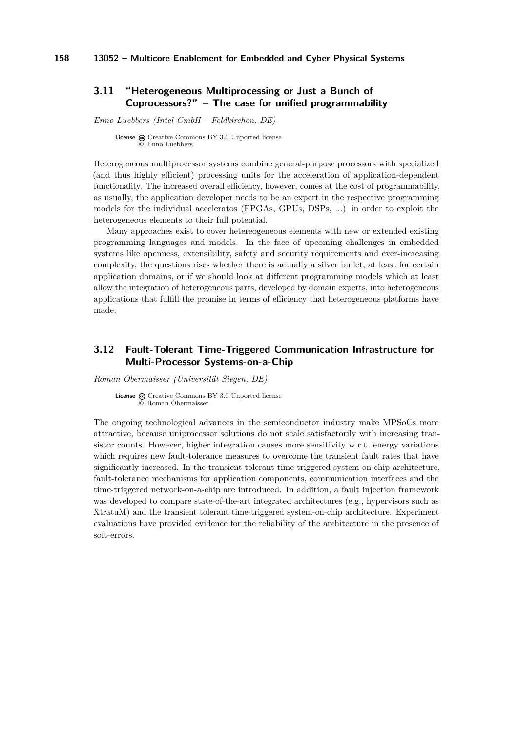### 3.11 "Heterogeneous Multiprocessing or Just a Bunch of Coprocessors?" – The case for unified programmability

*Enno Luebbers (Intel GmbH – Feldkirchen, DE)*

**License** Creative Commons BY 3.0 Unported license
© Enno Luebbers

Heterogeneous multiprocessor systems combine general-purpose processors with specialized (and thus highly efficient) processing units for the acceleration of application-dependent functionality. The increased overall efficiency, however, comes at the cost of programmability, as usually, the application developer needs to be an expert in the respective programming models for the individual acceleratos (FPGAs, GPUs, DSPs, ...) in order to exploit the heterogeneous elements to their full potential.

Many approaches exist to cover hetereogeneous elements with new or extended existing programming languages and models. In the face of upcoming challenges in embedded systems like openness, extensibility, safety and security requirements and ever-increasing complexity, the questions rises whether there is actually a silver bullet, at least for certain application domains, or if we should look at different programming models which at least allow the integration of heterogeneous parts, developed by domain experts, into heterogeneous applications that fulfill the promise in terms of efficiency that heterogeneous platforms have made.

### 3.12 Fault-Tolerant Time-Triggered Communication Infrastructure for Multi-Processor Systems-on-a-Chip

*Roman Obermaisser (Universität Siegen, DE)*

**License** Creative Commons BY 3.0 Unported license
© Roman Obermaisser

The ongoing technological advances in the semiconductor industry make MPSoCs more attractive, because uniprocessor solutions do not scale satisfactorily with increasing transistor counts. However, higher integration causes more sensitivity w.r.t. energy variations which requires new fault-tolerance measures to overcome the transient fault rates that have significantly increased. In the transient tolerant time-triggered system-on-chip architecture, fault-tolerance mechanisms for application components, communication interfaces and the time-triggered network-on-a-chip are introduced. In addition, a fault injection framework was developed to compare state-of-the-art integrated architectures (e.g., hypervisors such as XtratuM) and the transient tolerant time-triggered system-on-chip architecture. Experiment evaluations have provided evidence for the reliability of the architecture in the presence of soft-errors.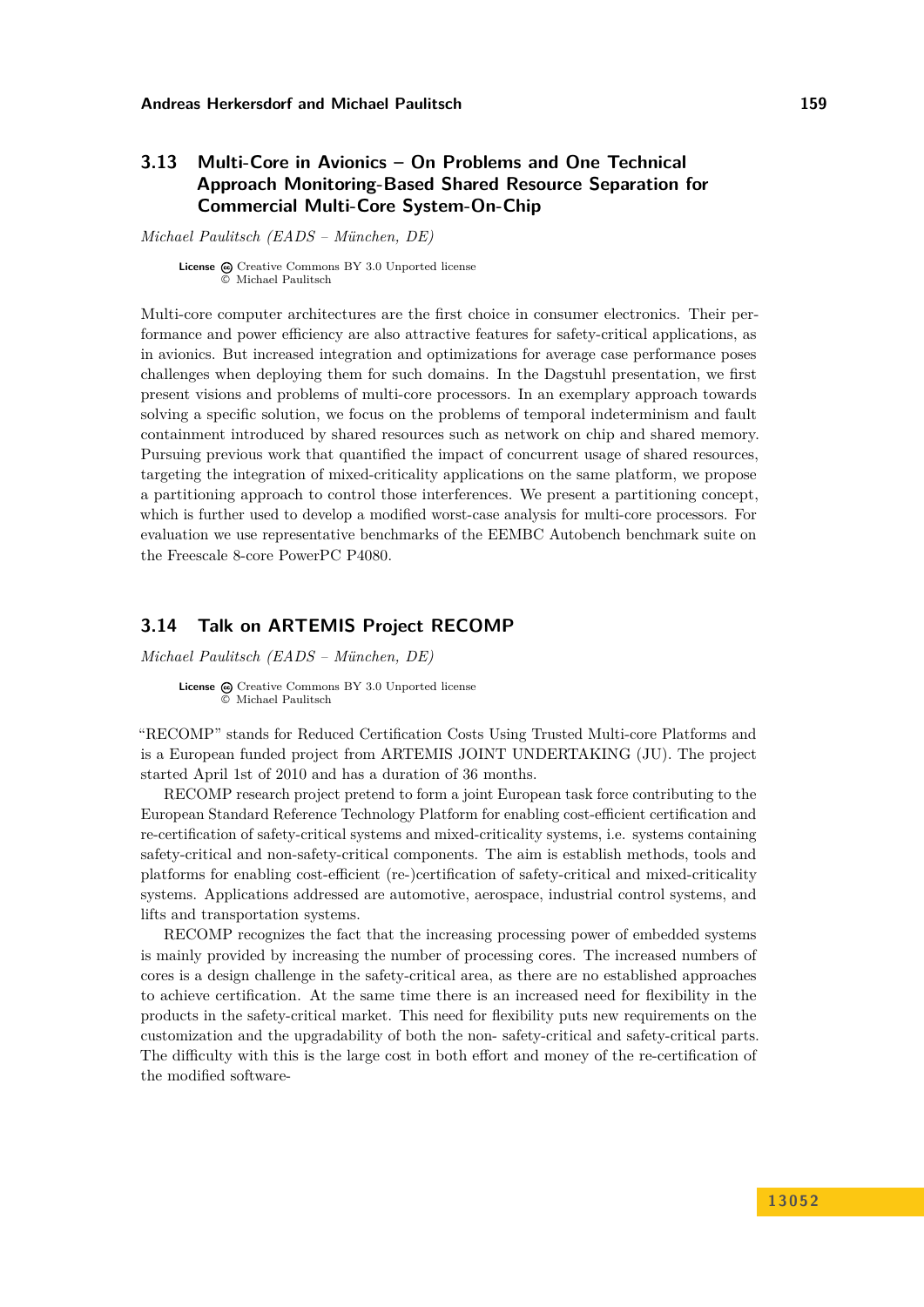## 3.13 Multi-Core in Avionics – On Problems and One Technical Approach Monitoring-Based Shared Resource Separation for Commercial Multi-Core System-On-Chip

*Michael Paulitsch (EADS – München, DE)*

**License** Creative Commons BY 3.0 Unported license
© Michael Paulitsch

Multi-core computer architectures are the first choice in consumer electronics. Their performance and power efficiency are also attractive features for safety-critical applications, as in avionics. But increased integration and optimizations for average case performance poses challenges when deploying them for such domains. In the Dagstuhl presentation, we first present visions and problems of multi-core processors. In an exemplary approach towards solving a specific solution, we focus on the problems of temporal indeterminism and fault containment introduced by shared resources such as network on chip and shared memory. Pursuing previous work that quantified the impact of concurrent usage of shared resources, targeting the integration of mixed-criticality applications on the same platform, we propose a partitioning approach to control those interferences. We present a partitioning concept, which is further used to develop a modified worst-case analysis for multi-core processors. For evaluation we use representative benchmarks of the EEMBC Autobench benchmark suite on the Freescale 8-core PowerPC P4080.

## 3.14 Talk on ARTEMIS Project RECOMP

*Michael Paulitsch (EADS – München, DE)*

**License** Creative Commons BY 3.0 Unported license
© Michael Paulitsch

"RECOMP" stands for Reduced Certification Costs Using Trusted Multi-core Platforms and is a European funded project from ARTEMIS JOINT UNDERTAKING (JU). The project started April 1st of 2010 and has a duration of 36 months.

RECOMP research project pretend to form a joint European task force contributing to the European Standard Reference Technology Platform for enabling cost-efficient certification and re-certification of safety-critical systems and mixed-criticality systems, i.e. systems containing safety-critical and non-safety-critical components. The aim is establish methods, tools and platforms for enabling cost-efficient (re-)certification of safety-critical and mixed-criticality systems. Applications addressed are automotive, aerospace, industrial control systems, and lifts and transportation systems.

RECOMP recognizes the fact that the increasing processing power of embedded systems is mainly provided by increasing the number of processing cores. The increased numbers of cores is a design challenge in the safety-critical area, as there are no established approaches to achieve certification. At the same time there is an increased need for flexibility in the products in the safety-critical market. This need for flexibility puts new requirements on the customization and the upgradability of both the non- safety-critical and safety-critical parts. The difficulty with this is the large cost in both effort and money of the re-certification of the modified software-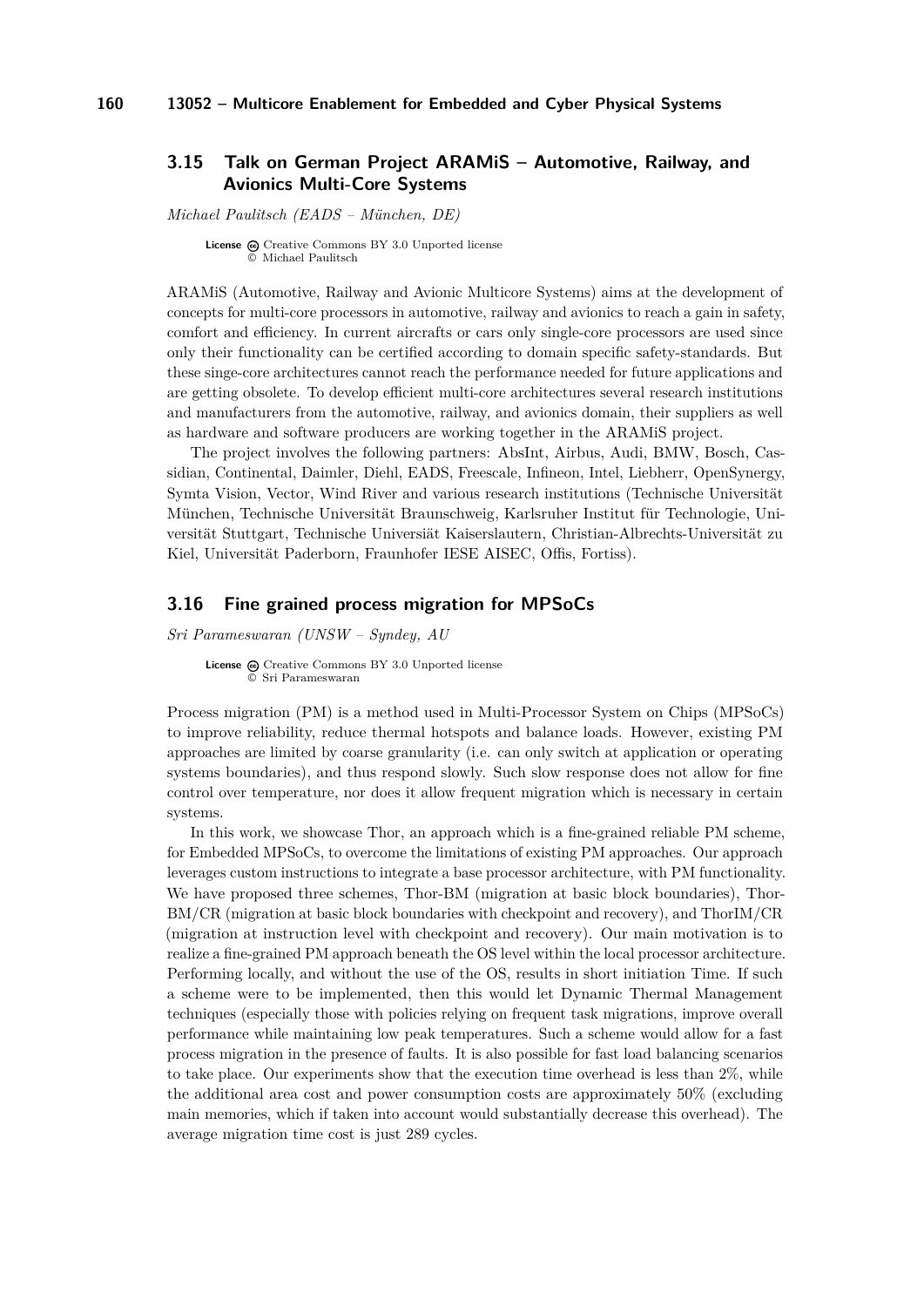### 3.15 Talk on German Project ARAMiS – Automotive, Railway, and Avionics Multi-Core Systems

*Michael Paulitsch (EADS – München, DE)*

**License** Creative Commons BY 3.0 Unported license
© Michael Paulitsch

ARAMiS (Automotive, Railway and Avionic Multicore Systems) aims at the development of concepts for multi-core processors in automotive, railway and avionics to reach a gain in safety, comfort and efficiency. In current aircrafts or cars only single-core processors are used since only their functionality can be certified according to domain specific safety-standards. But these singe-core architectures cannot reach the performance needed for future applications and are getting obsolete. To develop efficient multi-core architectures several research institutions and manufacturers from the automotive, railway, and avionics domain, their suppliers as well as hardware and software producers are working together in the ARAMiS project.

The project involves the following partners: AbsInt, Airbus, Audi, BMW, Bosch, Cassidian, Continental, Daimler, Diehl, EADS, Freescale, Infineon, Intel, Liebherr, OpenSynergy, Symta Vision, Vector, Wind River and various research institutions (Technische Universität München, Technische Universität Braunschweig, Karlsruher Institut für Technologie, Universität Stuttgart, Technische Universiät Kaiserslautern, Christian-Albrechts-Universität zu Kiel, Universität Paderborn, Fraunhofer IESE AISEC, Offis, Fortiss).

### 3.16 Fine grained process migration for MPSoCs

*Sri Parameswaran (UNSW – Syndey, AU*

**License** Creative Commons BY 3.0 Unported license
© Sri Parameswaran

Process migration (PM) is a method used in Multi-Processor System on Chips (MPSoCs) to improve reliability, reduce thermal hotspots and balance loads. However, existing PM approaches are limited by coarse granularity (i.e. can only switch at application or operating systems boundaries), and thus respond slowly. Such slow response does not allow for fine control over temperature, nor does it allow frequent migration which is necessary in certain systems.

In this work, we showcase Thor, an approach which is a fine-grained reliable PM scheme, for Embedded MPSoCs, to overcome the limitations of existing PM approaches. Our approach leverages custom instructions to integrate a base processor architecture, with PM functionality. We have proposed three schemes, Thor-BM (migration at basic block boundaries), Thor-BM/CR (migration at basic block boundaries with checkpoint and recovery), and ThorIM/CR (migration at instruction level with checkpoint and recovery). Our main motivation is to realize a fine-grained PM approach beneath the OS level within the local processor architecture. Performing locally, and without the use of the OS, results in short initiation Time. If such a scheme were to be implemented, then this would let Dynamic Thermal Management techniques (especially those with policies relying on frequent task migrations, improve overall performance while maintaining low peak temperatures. Such a scheme would allow for a fast process migration in the presence of faults. It is also possible for fast load balancing scenarios to take place. Our experiments show that the execution time overhead is less than 2%, while the additional area cost and power consumption costs are approximately 50% (excluding main memories, which if taken into account would substantially decrease this overhead). The average migration time cost is just 289 cycles.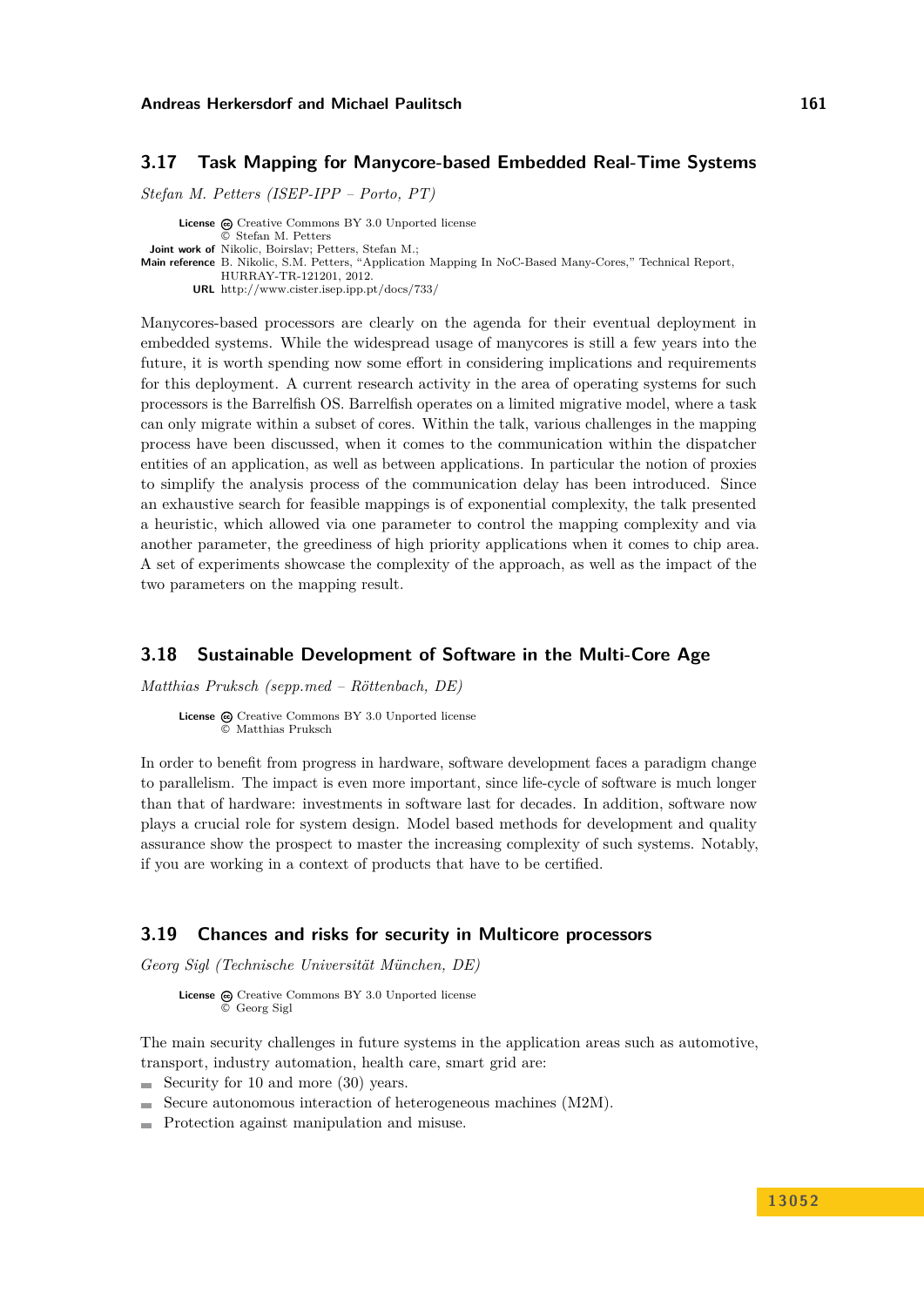### 3.17 Task Mapping for Manycore-based Embedded Real-Time Systems

*Stefan M. Petters (ISEP-IPP – Porto, PT)*

**License** Creative Commons BY 3.0 Unported license
© Stefan M. Petters
**Joint work of** Nikolic, Boirslav; Petters, Stefan M.;
**Main reference** B. Nikolic, S.M. Petters, "Application Mapping In NoC-Based Many-Cores," Technical Report, HURRAY-TR-121201, 2012.
**URL** http://www.cister.isep.ipp.pt/docs/733/

Manycores-based processors are clearly on the agenda for their eventual deployment in embedded systems. While the widespread usage of manycores is still a few years into the future, it is worth spending now some effort in considering implications and requirements for this deployment. A current research activity in the area of operating systems for such processors is the Barrelfish OS. Barrelfish operates on a limited migrative model, where a task can only migrate within a subset of cores. Within the talk, various challenges in the mapping process have been discussed, when it comes to the communication within the dispatcher entities of an application, as well as between applications. In particular the notion of proxies to simplify the analysis process of the communication delay has been introduced. Since an exhaustive search for feasible mappings is of exponential complexity, the talk presented a heuristic, which allowed via one parameter to control the mapping complexity and via another parameter, the greediness of high priority applications when it comes to chip area. A set of experiments showcase the complexity of the approach, as well as the impact of the two parameters on the mapping result.

### 3.18 Sustainable Development of Software in the Multi-Core Age

*Matthias Pruksch (sepp.med – Röttenbach, DE)*

**License** Creative Commons BY 3.0 Unported license
© Matthias Pruksch

In order to benefit from progress in hardware, software development faces a paradigm change to parallelism. The impact is even more important, since life-cycle of software is much longer than that of hardware: investments in software last for decades. In addition, software now plays a crucial role for system design. Model based methods for development and quality assurance show the prospect to master the increasing complexity of such systems. Notably, if you are working in a context of products that have to be certified.

### 3.19 Chances and risks for security in Multicore processors

*Georg Sigl (Technische Universität München, DE)*

**License** Creative Commons BY 3.0 Unported license
© Georg Sigl

The main security challenges in future systems in the application areas such as automotive, transport, industry automation, health care, smart grid are:

- Security for 10 and more (30) years.
- Secure autonomous interaction of heterogeneous machines (M2M).
- Protection against manipulation and misuse.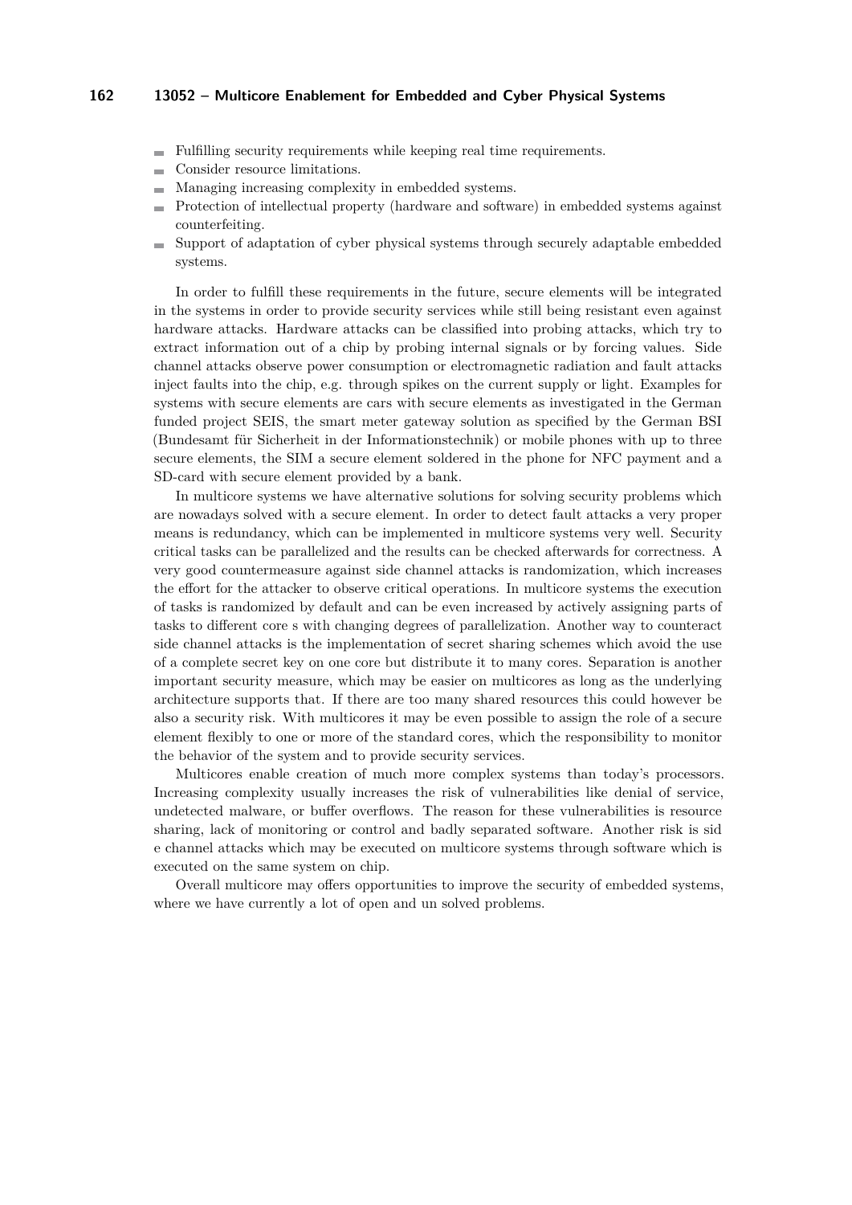- Fulfilling security requirements while keeping real time requirements.
- Consider resource limitations.
- Managing increasing complexity in embedded systems.
- Protection of intellectual property (hardware and software) in embedded systems against counterfeiting.
- Support of adaptation of cyber physical systems through securely adaptable embedded systems.

In order to fulfill these requirements in the future, secure elements will be integrated in the systems in order to provide security services while still being resistant even against hardware attacks. Hardware attacks can be classified into probing attacks, which try to extract information out of a chip by probing internal signals or by forcing values. Side channel attacks observe power consumption or electromagnetic radiation and fault attacks inject faults into the chip, e.g. through spikes on the current supply or light. Examples for systems with secure elements are cars with secure elements as investigated in the German funded project SEIS, the smart meter gateway solution as specified by the German BSI (Bundesamt für Sicherheit in der Informationstechnik) or mobile phones with up to three secure elements, the SIM a secure element soldered in the phone for NFC payment and a SD-card with secure element provided by a bank.

In multicore systems we have alternative solutions for solving security problems which are nowadays solved with a secure element. In order to detect fault attacks a very proper means is redundancy, which can be implemented in multicore systems very well. Security critical tasks can be parallelized and the results can be checked afterwards for correctness. A very good countermeasure against side channel attacks is randomization, which increases the effort for the attacker to observe critical operations. In multicore systems the execution of tasks is randomized by default and can be even increased by actively assigning parts of tasks to different core s with changing degrees of parallelization. Another way to counteract side channel attacks is the implementation of secret sharing schemes which avoid the use of a complete secret key on one core but distribute it to many cores. Separation is another important security measure, which may be easier on multicores as long as the underlying architecture supports that. If there are too many shared resources this could however be also a security risk. With multicores it may be even possible to assign the role of a secure element flexibly to one or more of the standard cores, which the responsibility to monitor the behavior of the system and to provide security services.

Multicores enable creation of much more complex systems than today's processors. Increasing complexity usually increases the risk of vulnerabilities like denial of service, undetected malware, or buffer overflows. The reason for these vulnerabilities is resource sharing, lack of monitoring or control and badly separated software. Another risk is sid e channel attacks which may be executed on multicore systems through software which is executed on the same system on chip.

Overall multicore may offers opportunities to improve the security of embedded systems, where we have currently a lot of open and un solved problems.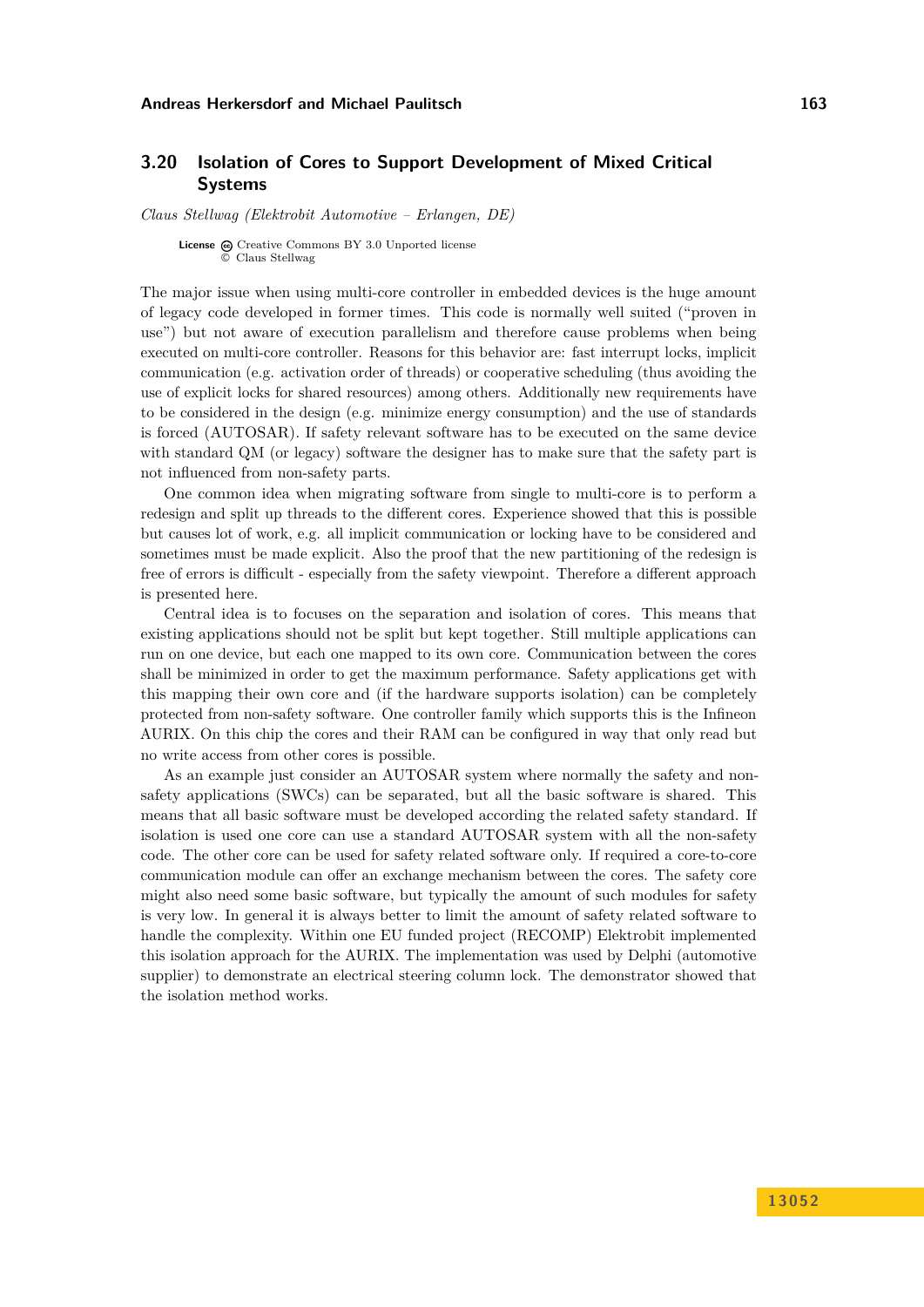## 3.20 Isolation of Cores to Support Development of Mixed Critical Systems

*Claus Stellwag (Elektrobit Automotive – Erlangen, DE)*

**License** Creative Commons BY 3.0 Unported license
© Claus Stellwag

The major issue when using multi-core controller in embedded devices is the huge amount of legacy code developed in former times. This code is normally well suited ("proven in use") but not aware of execution parallelism and therefore cause problems when being executed on multi-core controller. Reasons for this behavior are: fast interrupt locks, implicit communication (e.g. activation order of threads) or cooperative scheduling (thus avoiding the use of explicit locks for shared resources) among others. Additionally new requirements have to be considered in the design (e.g. minimize energy consumption) and the use of standards is forced (AUTOSAR). If safety relevant software has to be executed on the same device with standard QM (or legacy) software the designer has to make sure that the safety part is not influenced from non-safety parts.

One common idea when migrating software from single to multi-core is to perform a redesign and split up threads to the different cores. Experience showed that this is possible but causes lot of work, e.g. all implicit communication or locking have to be considered and sometimes must be made explicit. Also the proof that the new partitioning of the redesign is free of errors is difficult - especially from the safety viewpoint. Therefore a different approach is presented here.

Central idea is to focuses on the separation and isolation of cores. This means that existing applications should not be split but kept together. Still multiple applications can run on one device, but each one mapped to its own core. Communication between the cores shall be minimized in order to get the maximum performance. Safety applications get with this mapping their own core and (if the hardware supports isolation) can be completely protected from non-safety software. One controller family which supports this is the Infineon AURIX. On this chip the cores and their RAM can be configured in way that only read but no write access from other cores is possible.

As an example just consider an AUTOSAR system where normally the safety and non-safety applications (SWCs) can be separated, but all the basic software is shared. This means that all basic software must be developed according the related safety standard. If isolation is used one core can use a standard AUTOSAR system with all the non-safety code. The other core can be used for safety related software only. If required a core-to-core communication module can offer an exchange mechanism between the cores. The safety core might also need some basic software, but typically the amount of such modules for safety is very low. In general it is always better to limit the amount of safety related software to handle the complexity. Within one EU funded project (RECOMP) Elektrobit implemented this isolation approach for the AURIX. The implementation was used by Delphi (automotive supplier) to demonstrate an electrical steering column lock. The demonstrator showed that the isolation method works.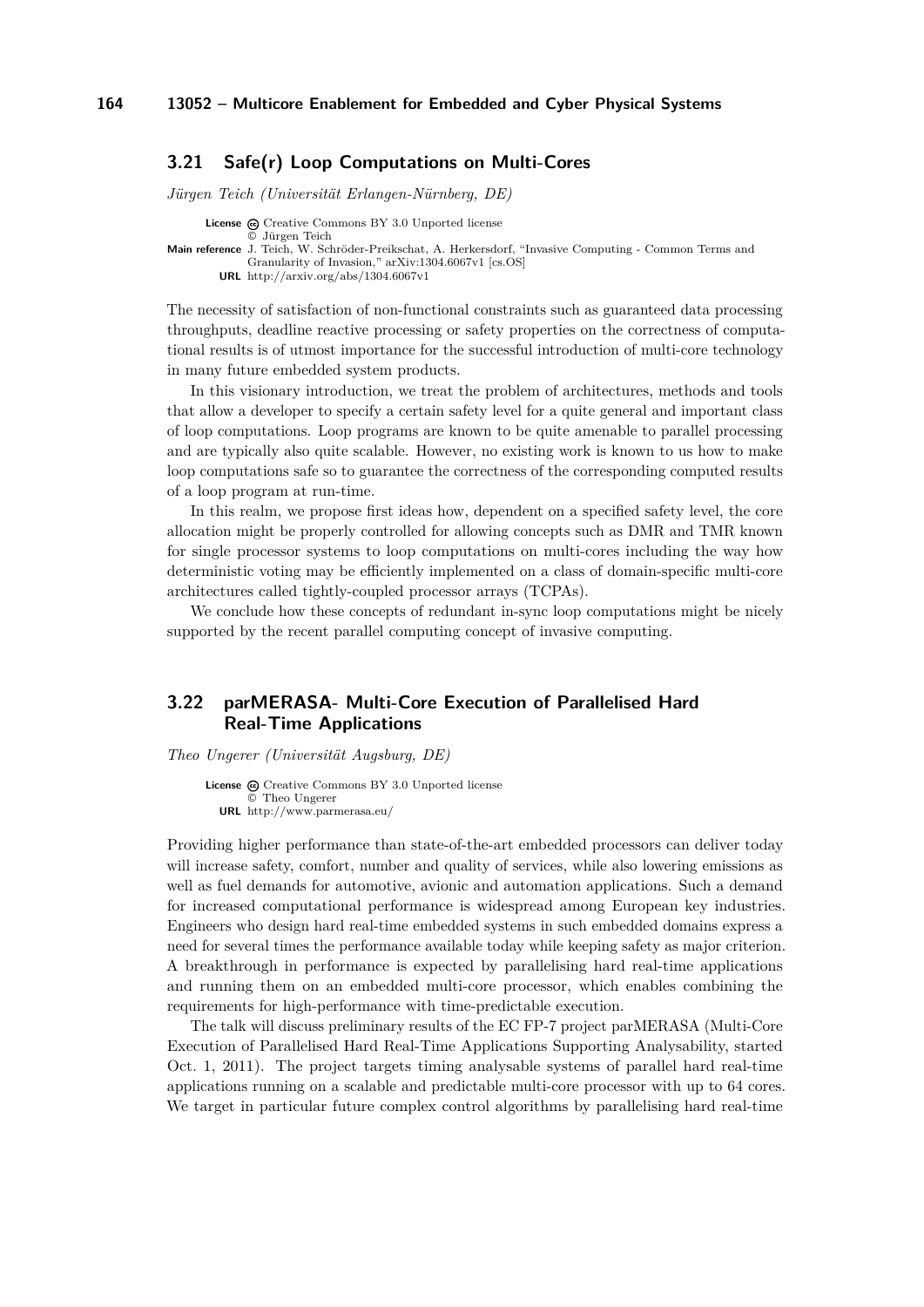## 3.21 Safe(r) Loop Computations on Multi-Cores

*Jürgen Teich (Universität Erlangen-Nürnberg, DE)*

**License** Creative Commons BY 3.0 Unported license
© Jürgen Teich
**Main reference** J. Teich, W. Schröder-Preikschat, A. Herkersdorf, "Invasive Computing - Common Terms and Granularity of Invasion," arXiv:1304.6067v1 [cs.OS]
**URL** http://arxiv.org/abs/1304.6067v1

The necessity of satisfaction of non-functional constraints such as guaranteed data processing throughputs, deadline reactive processing or safety properties on the correctness of computational results is of utmost importance for the successful introduction of multi-core technology in many future embedded system products.

In this visionary introduction, we treat the problem of architectures, methods and tools that allow a developer to specify a certain safety level for a quite general and important class of loop computations. Loop programs are known to be quite amenable to parallel processing and are typically also quite scalable. However, no existing work is known to us how to make loop computations safe so to guarantee the correctness of the corresponding computed results of a loop program at run-time.

In this realm, we propose first ideas how, dependent on a specified safety level, the core allocation might be properly controlled for allowing concepts such as DMR and TMR known for single processor systems to loop computations on multi-cores including the way how deterministic voting may be efficiently implemented on a class of domain-specific multi-core architectures called tightly-coupled processor arrays (TCPAs).

We conclude how these concepts of redundant in-sync loop computations might be nicely supported by the recent parallel computing concept of invasive computing.

## 3.22 parMERASA- Multi-Core Execution of Parallelised Hard Real-Time Applications

*Theo Ungerer (Universität Augsburg, DE)*

**License** Creative Commons BY 3.0 Unported license
© Theo Ungerer
**URL** http://www.parmerasa.eu/

Providing higher performance than state-of-the-art embedded processors can deliver today will increase safety, comfort, number and quality of services, while also lowering emissions as well as fuel demands for automotive, avionic and automation applications. Such a demand for increased computational performance is widespread among European key industries. Engineers who design hard real-time embedded systems in such embedded domains express a need for several times the performance available today while keeping safety as major criterion. A breakthrough in performance is expected by parallelising hard real-time applications and running them on an embedded multi-core processor, which enables combining the requirements for high-performance with time-predictable execution.

The talk will discuss preliminary results of the EC FP-7 project parMERASA (Multi-Core Execution of Parallelised Hard Real-Time Applications Supporting Analysability, started Oct. 1, 2011). The project targets timing analysable systems of parallel hard real-time applications running on a scalable and predictable multi-core processor with up to 64 cores. We target in particular future complex control algorithms by parallelising hard real-time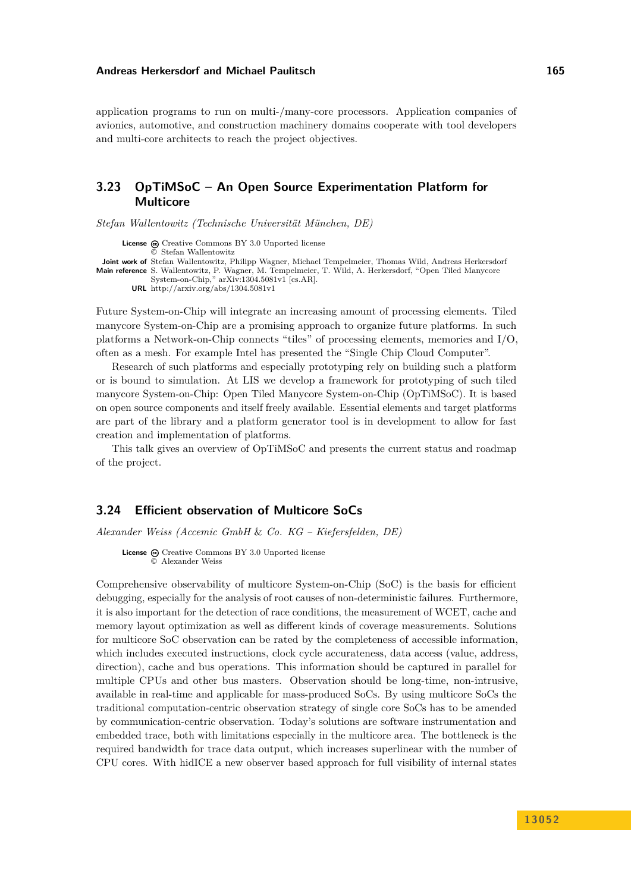application programs to run on multi-/many-core processors. Application companies of avionics, automotive, and construction machinery domains cooperate with tool developers and multi-core architects to reach the project objectives.

## 3.23 OpTiMSoC – An Open Source Experimentation Platform for Multicore

*Stefan Wallentowitz (Technische Universität München, DE)*

**License** Creative Commons BY 3.0 Unported license
© Stefan Wallentowitz
**Joint work of** Stefan Wallentowitz, Philipp Wagner, Michael Tempelmeier, Thomas Wild, Andreas Herkersdorf
**Main reference** S. Wallentowitz, P. Wagner, M. Tempelmeier, T. Wild, A. Herkersdorf, "Open Tiled Manycore System-on-Chip," arXiv:1304.5081v1 [cs.AR].
**URL** http://arxiv.org/abs/1304.5081v1

Future System-on-Chip will integrate an increasing amount of processing elements. Tiled manycore System-on-Chip are a promising approach to organize future platforms. In such platforms a Network-on-Chip connects "tiles" of processing elements, memories and I/O, often as a mesh. For example Intel has presented the "Single Chip Cloud Computer".

Research of such platforms and especially prototyping rely on building such a platform or is bound to simulation. At LIS we develop a framework for prototyping of such tiled manycore System-on-Chip: Open Tiled Manycore System-on-Chip (OpTiMSoC). It is based on open source components and itself freely available. Essential elements and target platforms are part of the library and a platform generator tool is in development to allow for fast creation and implementation of platforms.

This talk gives an overview of OpTiMSoC and presents the current status and roadmap of the project.

## 3.24 Efficient observation of Multicore SoCs

*Alexander Weiss (Accemic GmbH & Co. KG – Kiefersfelden, DE)*

**License** Creative Commons BY 3.0 Unported license
© Alexander Weiss

Comprehensive observability of multicore System-on-Chip (SoC) is the basis for efficient debugging, especially for the analysis of root causes of non-deterministic failures. Furthermore, it is also important for the detection of race conditions, the measurement of WCET, cache and memory layout optimization as well as different kinds of coverage measurements. Solutions for multicore SoC observation can be rated by the completeness of accessible information, which includes executed instructions, clock cycle accurateness, data access (value, address, direction), cache and bus operations. This information should be captured in parallel for multiple CPUs and other bus masters. Observation should be long-time, non-intrusive, available in real-time and applicable for mass-produced SoCs. By using multicore SoCs the traditional computation-centric observation strategy of single core SoCs has to be amended by communication-centric observation. Today's solutions are software instrumentation and embedded trace, both with limitations especially in the multicore area. The bottleneck is the required bandwidth for trace data output, which increases superlinear with the number of CPU cores. With hidICE a new observer based approach for full visibility of internal states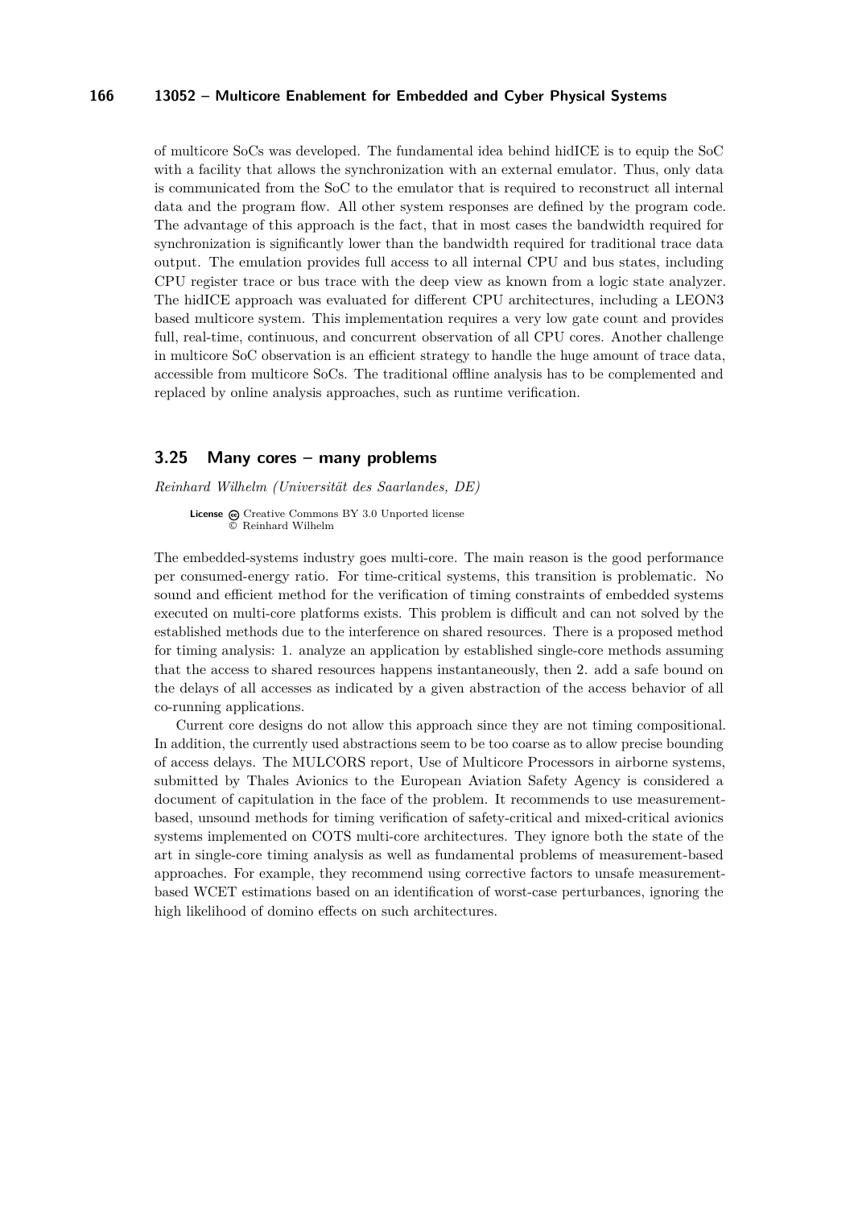of multicore SoCs was developed. The fundamental idea behind hidICE is to equip the SoC with a facility that allows the synchronization with an external emulator. Thus, only data is communicated from the SoC to the emulator that is required to reconstruct all internal data and the program flow. All other system responses are defined by the program code. The advantage of this approach is the fact, that in most cases the bandwidth required for synchronization is significantly lower than the bandwidth required for traditional trace data output. The emulation provides full access to all internal CPU and bus states, including CPU register trace or bus trace with the deep view as known from a logic state analyzer. The hidICE approach was evaluated for different CPU architectures, including a LEON3 based multicore system. This implementation requires a very low gate count and provides full, real-time, continuous, and concurrent observation of all CPU cores. Another challenge in multicore SoC observation is an efficient strategy to handle the huge amount of trace data, accessible from multicore SoCs. The traditional offline analysis has to be complemented and replaced by online analysis approaches, such as runtime verification.

## 3.25 Many cores – many problems

*Reinhard Wilhelm (Universität des Saarlandes, DE)*

**License** Creative Commons BY 3.0 Unported license
© Reinhard Wilhelm

The embedded-systems industry goes multi-core. The main reason is the good performance per consumed-energy ratio. For time-critical systems, this transition is problematic. No sound and efficient method for the verification of timing constraints of embedded systems executed on multi-core platforms exists. This problem is difficult and can not solved by the established methods due to the interference on shared resources. There is a proposed method for timing analysis: 1. analyze an application by established single-core methods assuming that the access to shared resources happens instantaneously, then 2. add a safe bound on the delays of all accesses as indicated by a given abstraction of the access behavior of all co-running applications.

Current core designs do not allow this approach since they are not timing compositional. In addition, the currently used abstractions seem to be too coarse as to allow precise bounding of access delays. The MULCORS report, Use of Multicore Processors in airborne systems, submitted by Thales Avionics to the European Aviation Safety Agency is considered a document of capitulation in the face of the problem. It recommends to use measurement-based, unsound methods for timing verification of safety-critical and mixed-critical avionics systems implemented on COTS multi-core architectures. They ignore both the state of the art in single-core timing analysis as well as fundamental problems of measurement-based approaches. For example, they recommend using corrective factors to unsafe measurement-based WCET estimations based on an identification of worst-case perturbances, ignoring the high likelihood of domino effects on such architectures.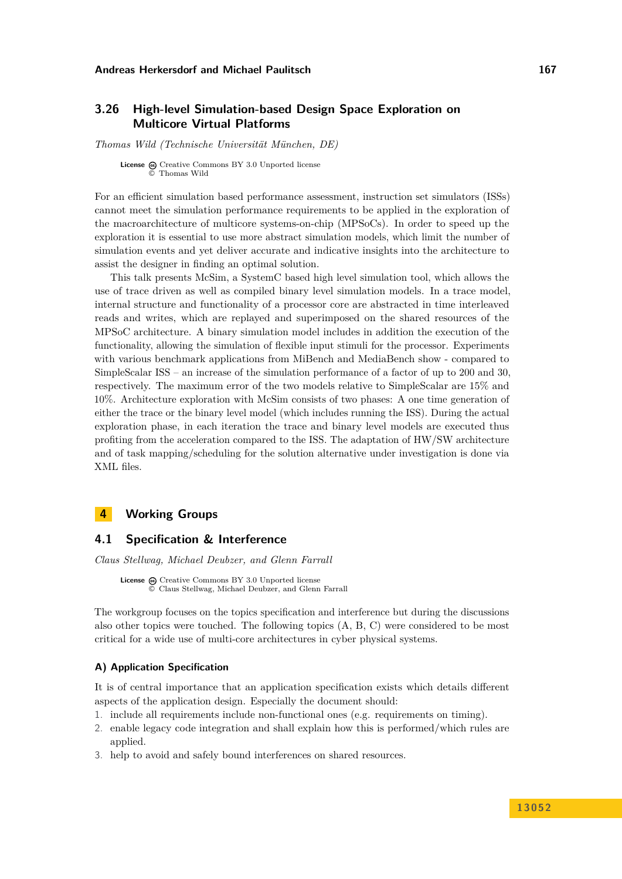## 3.26 High-level Simulation-based Design Space Exploration on Multicore Virtual Platforms

*Thomas Wild (Technische Universität München, DE)*

**License** Creative Commons BY 3.0 Unported license
© Thomas Wild

For an efficient simulation based performance assessment, instruction set simulators (ISSs) cannot meet the simulation performance requirements to be applied in the exploration of the macroarchitecture of multicore systems-on-chip (MPSoCs). In order to speed up the exploration it is essential to use more abstract simulation models, which limit the number of simulation events and yet deliver accurate and indicative insights into the architecture to assist the designer in finding an optimal solution.

This talk presents McSim, a SystemC based high level simulation tool, which allows the use of trace driven as well as compiled binary level simulation models. In a trace model, internal structure and functionality of a processor core are abstracted in time interleaved reads and writes, which are replayed and superimposed on the shared resources of the MPSoC architecture. A binary simulation model includes in addition the execution of the functionality, allowing the simulation of flexible input stimuli for the processor. Experiments with various benchmark applications from MiBench and MediaBench show - compared to SimpleScalar ISS – an increase of the simulation performance of a factor of up to 200 and 30, respectively. The maximum error of the two models relative to SimpleScalar are 15% and 10%. Architecture exploration with McSim consists of two phases: A one time generation of either the trace or the binary level model (which includes running the ISS). During the actual exploration phase, in each iteration the trace and binary level models are executed thus profiting from the acceleration compared to the ISS. The adaptation of HW/SW architecture and of task mapping/scheduling for the solution alternative under investigation is done via XML files.

# 4 Working Groups

## 4.1 Specification & Interference

*Claus Stellwag, Michael Deubzer, and Glenn Farrall*

**License** Creative Commons BY 3.0 Unported license
© Claus Stellwag, Michael Deubzer, and Glenn Farrall

The workgroup focuses on the topics specification and interference but during the discussions also other topics were touched. The following topics (A, B, C) were considered to be most critical for a wide use of multi-core architectures in cyber physical systems.

### A) Application Specification

It is of central importance that an application specification exists which details different aspects of the application design. Especially the document should:

1. include all requirements include non-functional ones (e.g. requirements on timing).
2. enable legacy code integration and shall explain how this is performed/which rules are applied.
3. help to avoid and safely bound interferences on shared resources.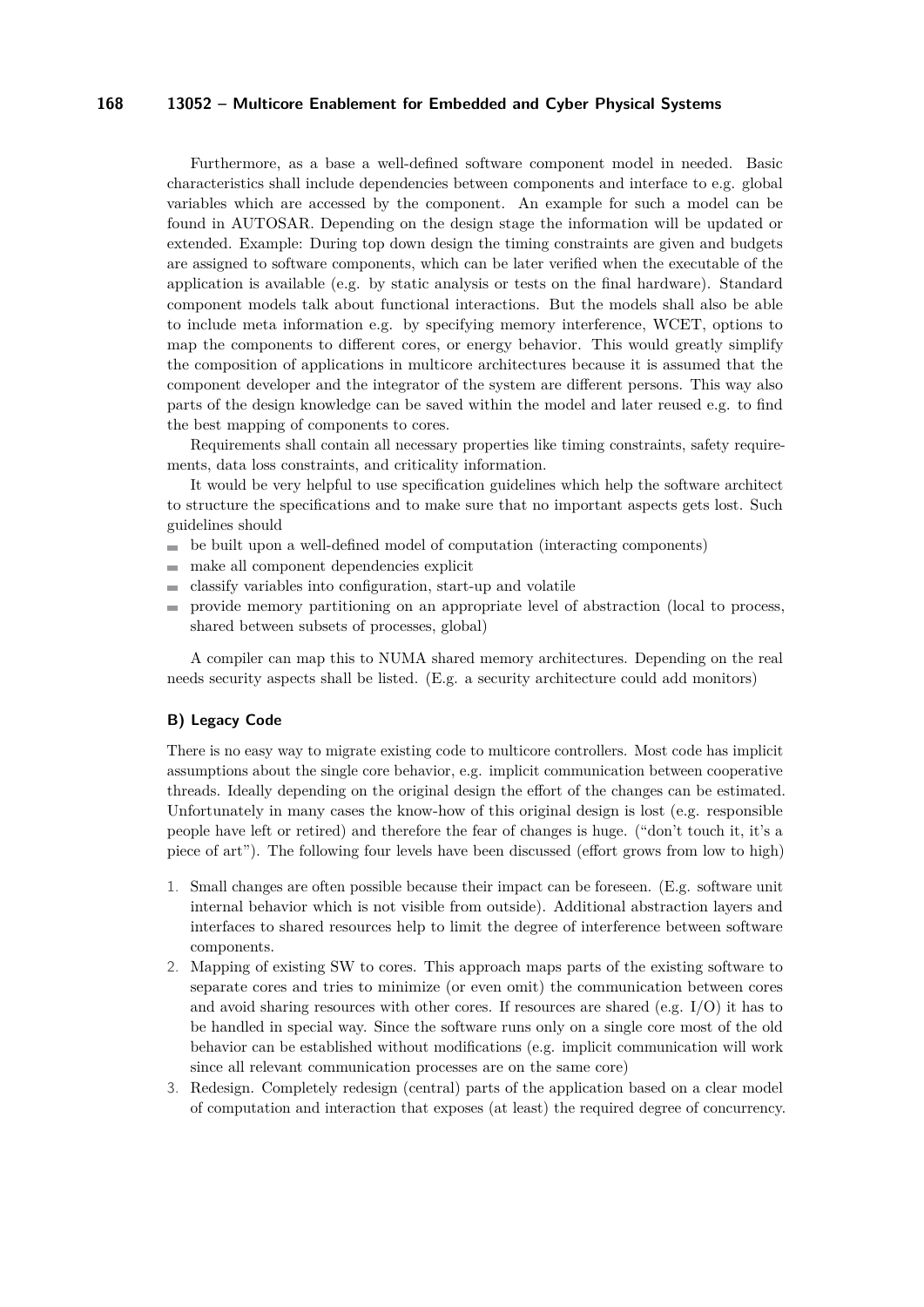Furthermore, as a base a well-defined software component model in needed. Basic characteristics shall include dependencies between components and interface to e.g. global variables which are accessed by the component. An example for such a model can be found in AUTOSAR. Depending on the design stage the information will be updated or extended. Example: During top down design the timing constraints are given and budgets are assigned to software components, which can be later verified when the executable of the application is available (e.g. by static analysis or tests on the final hardware). Standard component models talk about functional interactions. But the models shall also be able to include meta information e.g. by specifying memory interference, WCET, options to map the components to different cores, or energy behavior. This would greatly simplify the composition of applications in multicore architectures because it is assumed that the component developer and the integrator of the system are different persons. This way also parts of the design knowledge can be saved within the model and later reused e.g. to find the best mapping of components to cores.

Requirements shall contain all necessary properties like timing constraints, safety requirements, data loss constraints, and criticality information.

It would be very helpful to use specification guidelines which help the software architect to structure the specifications and to make sure that no important aspects gets lost. Such guidelines should

- be built upon a well-defined model of computation (interacting components)
- make all component dependencies explicit
- classify variables into configuration, start-up and volatile
- provide memory partitioning on an appropriate level of abstraction (local to process, shared between subsets of processes, global)

A compiler can map this to NUMA shared memory architectures. Depending on the real needs security aspects shall be listed. (E.g. a security architecture could add monitors)

#### B) Legacy Code

There is no easy way to migrate existing code to multicore controllers. Most code has implicit assumptions about the single core behavior, e.g. implicit communication between cooperative threads. Ideally depending on the original design the effort of the changes can be estimated. Unfortunately in many cases the know-how of this original design is lost (e.g. responsible people have left or retired) and therefore the fear of changes is huge. ("don't touch it, it's a piece of art"). The following four levels have been discussed (effort grows from low to high)

1. Small changes are often possible because their impact can be foreseen. (E.g. software unit internal behavior which is not visible from outside). Additional abstraction layers and interfaces to shared resources help to limit the degree of interference between software components.
2. Mapping of existing SW to cores. This approach maps parts of the existing software to separate cores and tries to minimize (or even omit) the communication between cores and avoid sharing resources with other cores. If resources are shared (e.g. I/O) it has to be handled in special way. Since the software runs only on a single core most of the old behavior can be established without modifications (e.g. implicit communication will work since all relevant communication processes are on the same core)
3. Redesign. Completely redesign (central) parts of the application based on a clear model of computation and interaction that exposes (at least) the required degree of concurrency.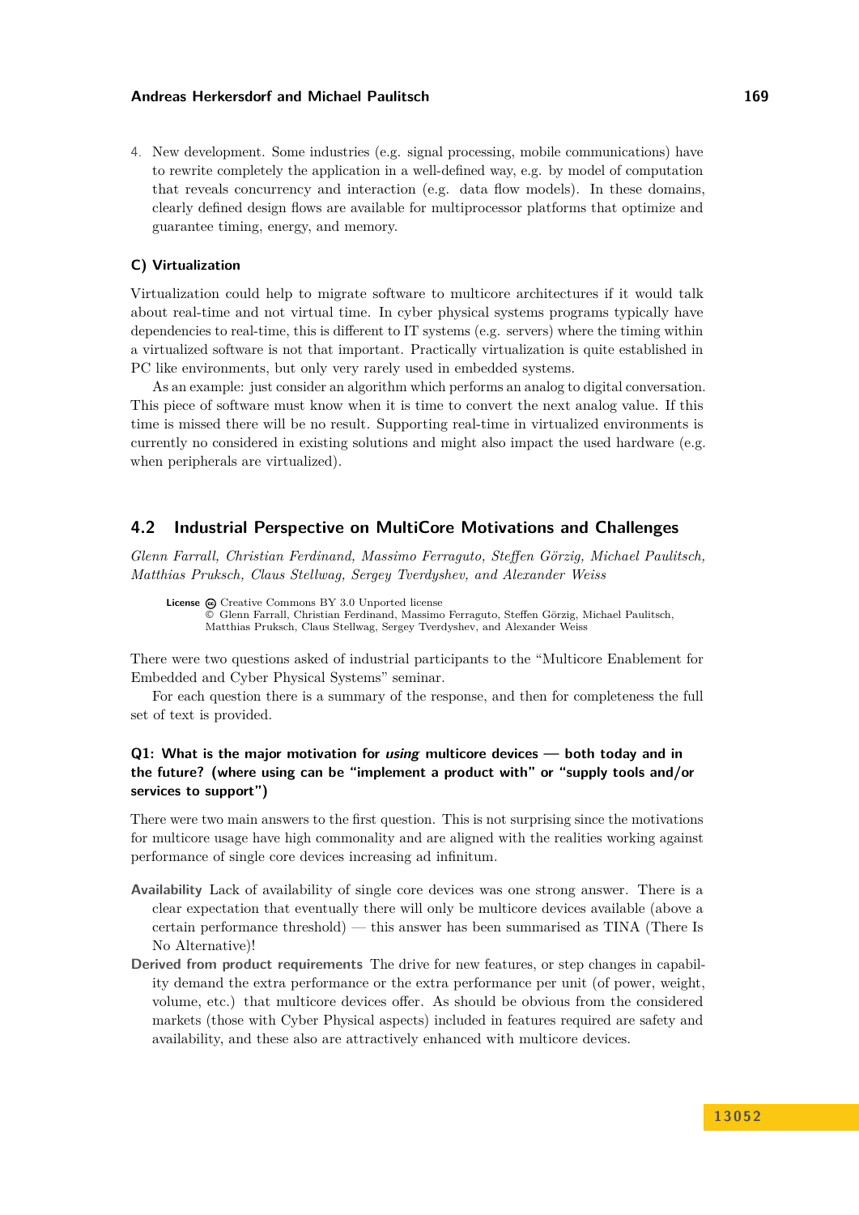4. New development. Some industries (e.g. signal processing, mobile communications) have to rewrite completely the application in a well-defined way, e.g. by model of computation that reveals concurrency and interaction (e.g. data flow models). In these domains, clearly defined design flows are available for multiprocessor platforms that optimize and guarantee timing, energy, and memory.

#### C) Virtualization

Virtualization could help to migrate software to multicore architectures if it would talk about real-time and not virtual time. In cyber physical systems programs typically have dependencies to real-time, this is different to IT systems (e.g. servers) where the timing within a virtualized software is not that important. Practically virtualization is quite established in PC like environments, but only very rarely used in embedded systems.

As an example: just consider an algorithm which performs an analog to digital conversation. This piece of software must know when it is time to convert the next analog value. If this time is missed there will be no result. Supporting real-time in virtualized environments is currently no considered in existing solutions and might also impact the used hardware (e.g. when peripherals are virtualized).

## 4.2 Industrial Perspective on MultiCore Motivations and Challenges

*Glenn Farrall, Christian Ferdinand, Massimo Ferraguto, Steffen Görzig, Michael Paulitsch, Matthias Pruksch, Claus Stellwag, Sergey Tverdyshev, and Alexander Weiss*

**License** Creative Commons BY 3.0 Unported license
© Glenn Farrall, Christian Ferdinand, Massimo Ferraguto, Steffen Görzig, Michael Paulitsch, Matthias Pruksch, Claus Stellwag, Sergey Tverdyshev, and Alexander Weiss

There were two questions asked of industrial participants to the "Multicore Enablement for Embedded and Cyber Physical Systems" seminar.

For each question there is a summary of the response, and then for completeness the full set of text is provided.

#### Q1: What is the major motivation for *using* multicore devices — both today and in the future? (where using can be "implement a product with" or "supply tools and/or services to support")

There were two main answers to the first question. This is not surprising since the motivations for multicore usage have high commonality and are aligned with the realities working against performance of single core devices increasing ad infinitum.

**Availability** Lack of availability of single core devices was one strong answer. There is a clear expectation that eventually there will only be multicore devices available (above a certain performance threshold) — this answer has been summarised as TINA (There Is No Alternative)!

**Derived from product requirements** The drive for new features, or step changes in capability demand the extra performance or the extra performance per unit (of power, weight, volume, etc.) that multicore devices offer. As should be obvious from the considered markets (those with Cyber Physical aspects) included in features required are safety and availability, and these also are attractively enhanced with multicore devices.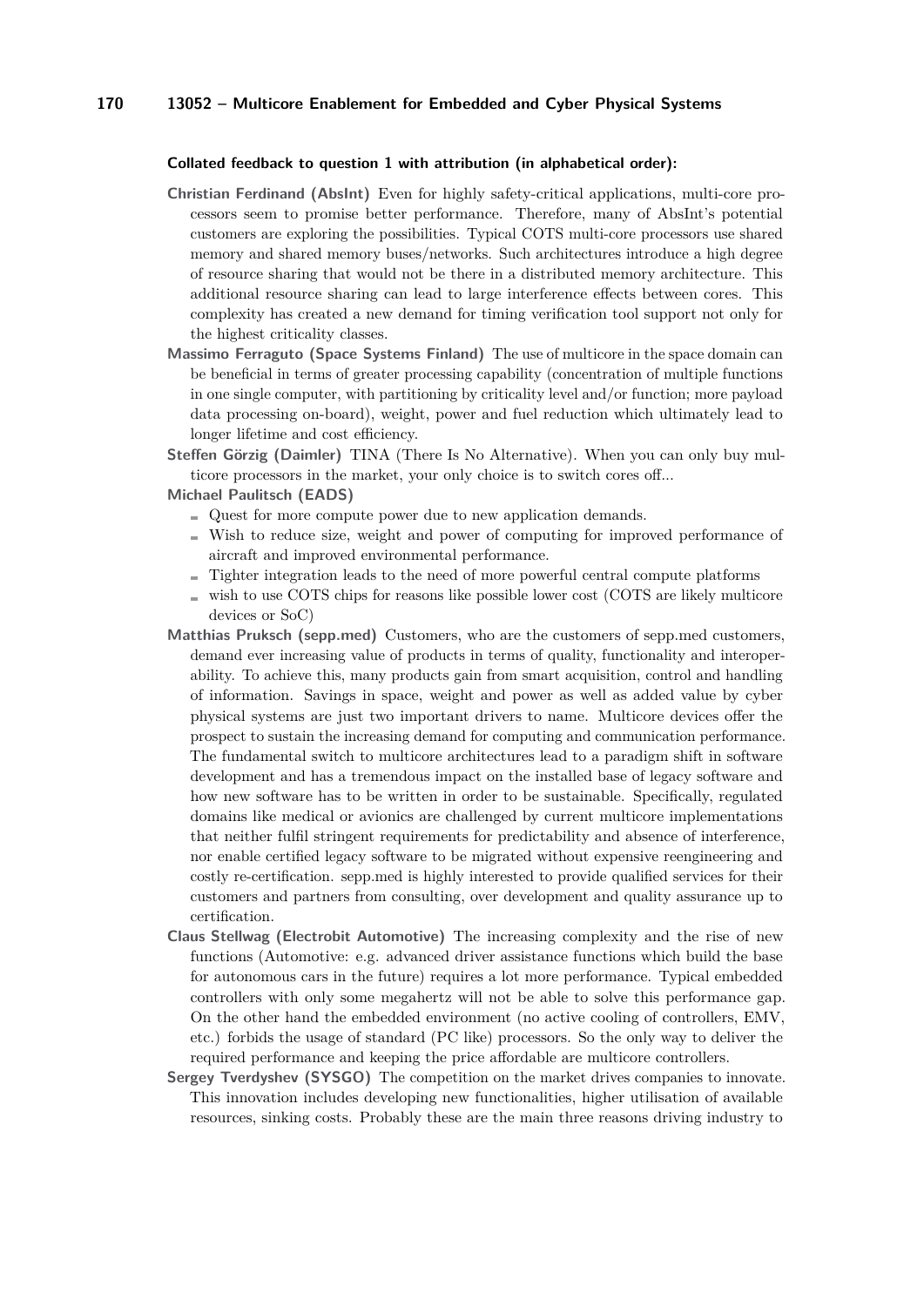**Collated feedback to question 1 with attribution (in alphabetical order):**

**Christian Ferdinand (AbsInt)** Even for highly safety-critical applications, multi-core processors seem to promise better performance. Therefore, many of AbsInt's potential customers are exploring the possibilities. Typical COTS multi-core processors use shared memory and shared memory buses/networks. Such architectures introduce a high degree of resource sharing that would not be there in a distributed memory architecture. This additional resource sharing can lead to large interference effects between cores. This complexity has created a new demand for timing verification tool support not only for the highest criticality classes.

**Massimo Ferraguto (Space Systems Finland)** The use of multicore in the space domain can be beneficial in terms of greater processing capability (concentration of multiple functions in one single computer, with partitioning by criticality level and/or function; more payload data processing on-board), weight, power and fuel reduction which ultimately lead to longer lifetime and cost efficiency.

**Steffen Görzig (Daimler)** TINA (There Is No Alternative). When you can only buy multicore processors in the market, your only choice is to switch cores off...

**Michael Paulitsch (EADS)**

- Quest for more compute power due to new application demands.
- Wish to reduce size, weight and power of computing for improved performance of aircraft and improved environmental performance.
- Tighter integration leads to the need of more powerful central compute platforms
- wish to use COTS chips for reasons like possible lower cost (COTS are likely multicore devices or SoC)

**Matthias Pruksch (sepp.med)** Customers, who are the customers of sepp.med customers, demand ever increasing value of products in terms of quality, functionality and interoperability. To achieve this, many products gain from smart acquisition, control and handling of information. Savings in space, weight and power as well as added value by cyber physical systems are just two important drivers to name. Multicore devices offer the prospect to sustain the increasing demand for computing and communication performance. The fundamental switch to multicore architectures lead to a paradigm shift in software development and has a tremendous impact on the installed base of legacy software and how new software has to be written in order to be sustainable. Specifically, regulated domains like medical or avionics are challenged by current multicore implementations that neither fulfil stringent requirements for predictability and absence of interference, nor enable certified legacy software to be migrated without expensive reengineering and costly re-certification. sepp.med is highly interested to provide qualified services for their customers and partners from consulting, over development and quality assurance up to certification.

**Claus Stellwag (Electrobit Automotive)** The increasing complexity and the rise of new functions (Automotive: e.g. advanced driver assistance functions which build the base for autonomous cars in the future) requires a lot more performance. Typical embedded controllers with only some megahertz will not be able to solve this performance gap. On the other hand the embedded environment (no active cooling of controllers, EMV, etc.) forbids the usage of standard (PC like) processors. So the only way to deliver the required performance and keeping the price affordable are multicore controllers.

**Sergey Tverdyshev (SYSGO)** The competition on the market drives companies to innovate. This innovation includes developing new functionalities, higher utilisation of available resources, sinking costs. Probably these are the main three reasons driving industry to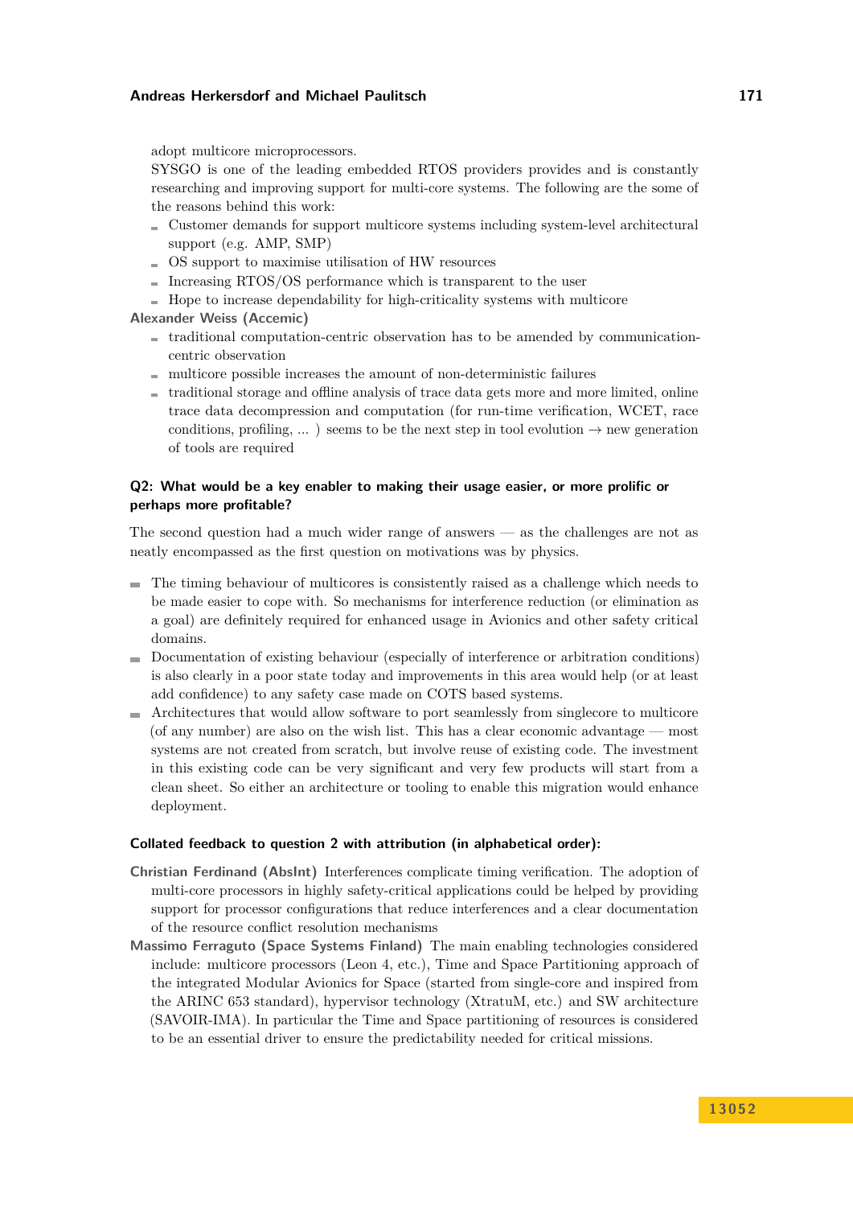adopt multicore microprocessors.

SYSGO is one of the leading embedded RTOS providers provides and is constantly researching and improving support for multi-core systems. The following are the some of the reasons behind this work:

- Customer demands for support multicore systems including system-level architectural support (e.g. AMP, SMP)
- OS support to maximise utilisation of HW resources
- Increasing RTOS/OS performance which is transparent to the user
- Hope to increase dependability for high-criticality systems with multicore

**Alexander Weiss (Accemic)**

- traditional computation-centric observation has to be amended by communication-centric observation
- multicore possible increases the amount of non-deterministic failures
- traditional storage and offline analysis of trace data gets more and more limited, online trace data decompression and computation (for run-time verification, WCET, race conditions, profiling, ... ) seems to be the next step in tool evolution → new generation of tools are required

### Q2: What would be a key enabler to making their usage easier, or more prolific or perhaps more profitable?

The second question had a much wider range of answers — as the challenges are not as neatly encompassed as the first question on motivations was by physics.

- The timing behaviour of multicores is consistently raised as a challenge which needs to be made easier to cope with. So mechanisms for interference reduction (or elimination as a goal) are definitely required for enhanced usage in Avionics and other safety critical domains.
- Documentation of existing behaviour (especially of interference or arbitration conditions) is also clearly in a poor state today and improvements in this area would help (or at least add confidence) to any safety case made on COTS based systems.
- Architectures that would allow software to port seamlessly from singlecore to multicore (of any number) are also on the wish list. This has a clear economic advantage — most systems are not created from scratch, but involve reuse of existing code. The investment in this existing code can be very significant and very few products will start from a clean sheet. So either an architecture or tooling to enable this migration would enhance deployment.

### Collated feedback to question 2 with attribution (in alphabetical order):

**Christian Ferdinand (AbsInt)** Interferences complicate timing verification. The adoption of multi-core processors in highly safety-critical applications could be helped by providing support for processor configurations that reduce interferences and a clear documentation of the resource conflict resolution mechanisms

**Massimo Ferraguto (Space Systems Finland)** The main enabling technologies considered include: multicore processors (Leon 4, etc.), Time and Space Partitioning approach of the integrated Modular Avionics for Space (started from single-core and inspired from the ARINC 653 standard), hypervisor technology (XtratuM, etc.) and SW architecture (SAVOIR-IMA). In particular the Time and Space partitioning of resources is considered to be an essential driver to ensure the predictability needed for critical missions.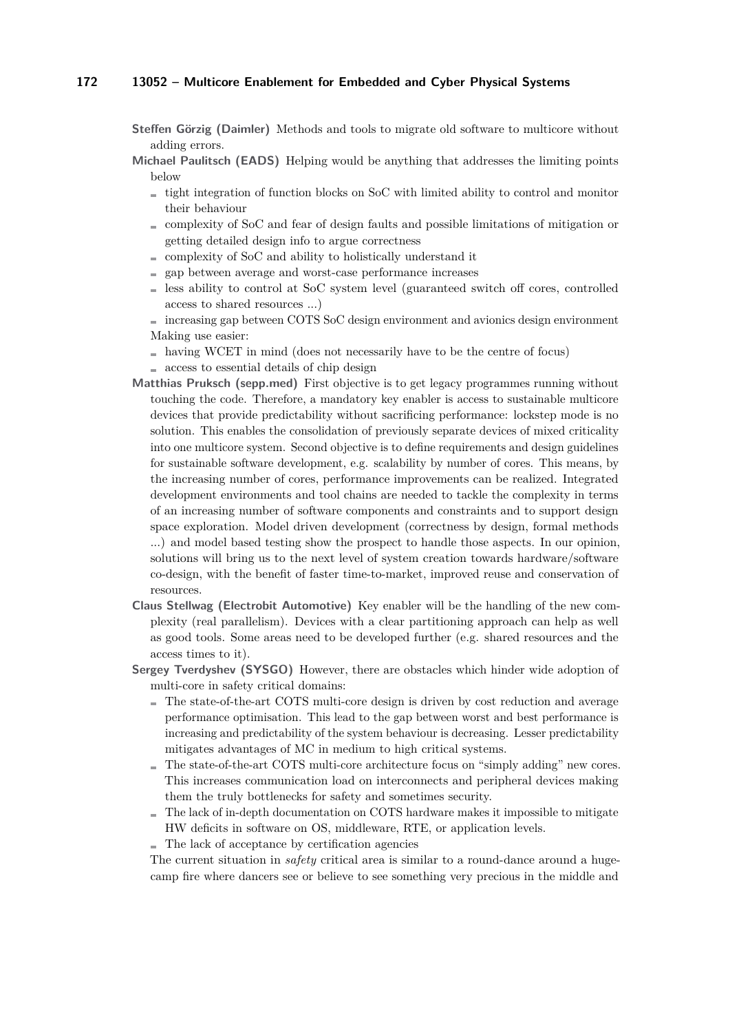**Steffen Görzig (Daimler)** Methods and tools to migrate old software to multicore without adding errors.

**Michael Paulitsch (EADS)** Helping would be anything that addresses the limiting points below

- tight integration of function blocks on SoC with limited ability to control and monitor their behaviour
- complexity of SoC and fear of design faults and possible limitations of mitigation or getting detailed design info to argue correctness
- complexity of SoC and ability to holistically understand it
- gap between average and worst-case performance increases
- less ability to control at SoC system level (guaranteed switch off cores, controlled access to shared resources ...)
- increasing gap between COTS SoC design environment and avionics design environment

Making use easier:

- having WCET in mind (does not necessarily have to be the centre of focus)
- access to essential details of chip design

**Matthias Pruksch (sepp.med)** First objective is to get legacy programmes running without touching the code. Therefore, a mandatory key enabler is access to sustainable multicore devices that provide predictability without sacrificing performance: lockstep mode is no solution. This enables the consolidation of previously separate devices of mixed criticality into one multicore system. Second objective is to define requirements and design guidelines for sustainable software development, e.g. scalability by number of cores. This means, by the increasing number of cores, performance improvements can be realized. Integrated development environments and tool chains are needed to tackle the complexity in terms of an increasing number of software components and constraints and to support design space exploration. Model driven development (correctness by design, formal methods ...) and model based testing show the prospect to handle those aspects. In our opinion, solutions will bring us to the next level of system creation towards hardware/software co-design, with the benefit of faster time-to-market, improved reuse and conservation of resources.

**Claus Stellwag (Electrobit Automotive)** Key enabler will be the handling of the new complexity (real parallelism). Devices with a clear partitioning approach can help as well as good tools. Some areas need to be developed further (e.g. shared resources and the access times to it).

**Sergey Tverdyshev (SYSGO)** However, there are obstacles which hinder wide adoption of multi-core in safety critical domains:

- The state-of-the-art COTS multi-core design is driven by cost reduction and average performance optimisation. This lead to the gap between worst and best performance is increasing and predictability of the system behaviour is decreasing. Lesser predictability mitigates advantages of MC in medium to high critical systems.
- The state-of-the-art COTS multi-core architecture focus on "simply adding" new cores. This increases communication load on interconnects and peripheral devices making them the truly bottlenecks for safety and sometimes security.
- The lack of in-depth documentation on COTS hardware makes it impossible to mitigate HW deficits in software on OS, middleware, RTE, or application levels.
- The lack of acceptance by certification agencies

The current situation in *safety* critical area is similar to a round-dance around a huge-camp fire where dancers see or believe to see something very precious in the middle and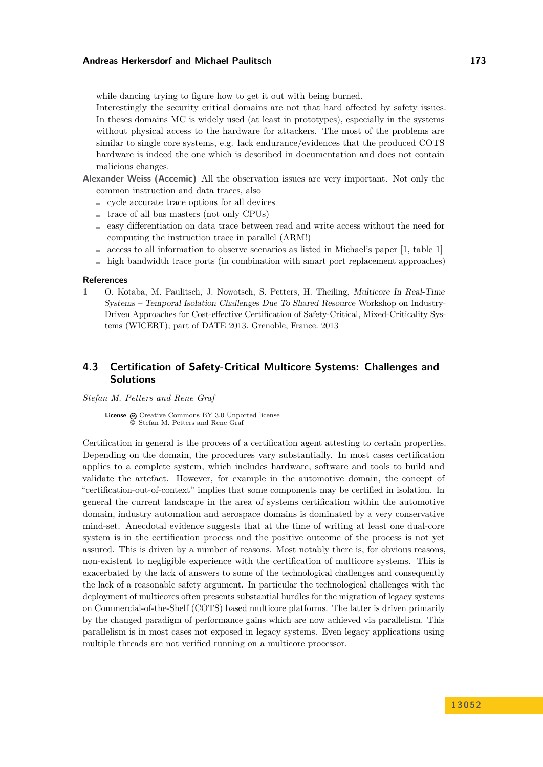while dancing trying to figure how to get it out with being burned.

Interestingly the security critical domains are not that hard affected by safety issues. In theses domains MC is widely used (at least in prototypes), especially in the systems without physical access to the hardware for attackers. The most of the problems are similar to single core systems, e.g. lack endurance/evidences that the produced COTS hardware is indeed the one which is described in documentation and does not contain malicious changes.

**Alexander Weiss (Accemic)** All the observation issues are very important. Not only the common instruction and data traces, also

- cycle accurate trace options for all devices
- trace of all bus masters (not only CPUs)
- easy differentiation on data trace between read and write access without the need for computing the instruction trace in parallel (ARM!)
- access to all information to observe scenarios as listed in Michael's paper [1, table 1]
- high bandwidth trace ports (in combination with smart port replacement approaches)

**References**

1 O. Kotaba, M. Paulitsch, J. Nowotsch, S. Petters, H. Theiling, *Multicore In Real-Time Systems – Temporal Isolation Challenges Due To Shared Resource* Workshop on Industry-Driven Approaches for Cost-effective Certification of Safety-Critical, Mixed-Criticality Systems (WICERT); part of DATE 2013. Grenoble, France. 2013

## 4.3 Certification of Safety-Critical Multicore Systems: Challenges and Solutions

*Stefan M. Petters and Rene Graf*

**License** Creative Commons BY 3.0 Unported license
© Stefan M. Petters and Rene Graf

Certification in general is the process of a certification agent attesting to certain properties. Depending on the domain, the procedures vary substantially. In most cases certification applies to a complete system, which includes hardware, software and tools to build and validate the artefact. However, for example in the automotive domain, the concept of "certification-out-of-context" implies that some components may be certified in isolation. In general the current landscape in the area of systems certification within the automotive domain, industry automation and aerospace domains is dominated by a very conservative mind-set. Anecdotal evidence suggests that at the time of writing at least one dual-core system is in the certification process and the positive outcome of the process is not yet assured. This is driven by a number of reasons. Most notably there is, for obvious reasons, non-existent to negligible experience with the certification of multicore systems. This is exacerbated by the lack of answers to some of the technological challenges and consequently the lack of a reasonable safety argument. In particular the technological challenges with the deployment of multicores often presents substantial hurdles for the migration of legacy systems on Commercial-of-the-Shelf (COTS) based multicore platforms. The latter is driven primarily by the changed paradigm of performance gains which are now achieved via parallelism. This parallelism is in most cases not exposed in legacy systems. Even legacy applications using multiple threads are not verified running on a multicore processor.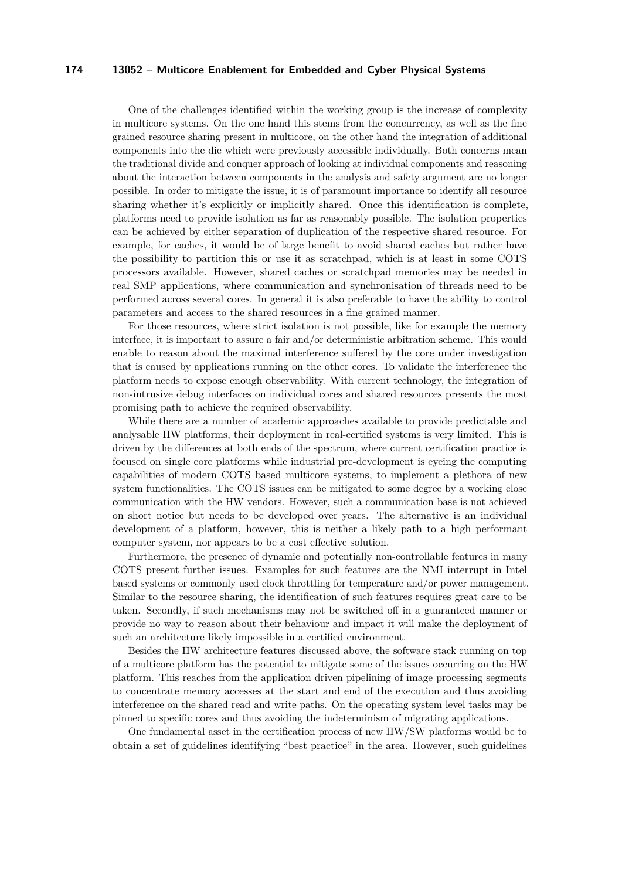One of the challenges identified within the working group is the increase of complexity in multicore systems. On the one hand this stems from the concurrency, as well as the fine grained resource sharing present in multicore, on the other hand the integration of additional components into the die which were previously accessible individually. Both concerns mean the traditional divide and conquer approach of looking at individual components and reasoning about the interaction between components in the analysis and safety argument are no longer possible. In order to mitigate the issue, it is of paramount importance to identify all resource sharing whether it's explicitly or implicitly shared. Once this identification is complete, platforms need to provide isolation as far as reasonably possible. The isolation properties can be achieved by either separation of duplication of the respective shared resource. For example, for caches, it would be of large benefit to avoid shared caches but rather have the possibility to partition this or use it as scratchpad, which is at least in some COTS processors available. However, shared caches or scratchpad memories may be needed in real SMP applications, where communication and synchronisation of threads need to be performed across several cores. In general it is also preferable to have the ability to control parameters and access to the shared resources in a fine grained manner.

For those resources, where strict isolation is not possible, like for example the memory interface, it is important to assure a fair and/or deterministic arbitration scheme. This would enable to reason about the maximal interference suffered by the core under investigation that is caused by applications running on the other cores. To validate the interference the platform needs to expose enough observability. With current technology, the integration of non-intrusive debug interfaces on individual cores and shared resources presents the most promising path to achieve the required observability.

While there are a number of academic approaches available to provide predictable and analysable HW platforms, their deployment in real-certified systems is very limited. This is driven by the differences at both ends of the spectrum, where current certification practice is focused on single core platforms while industrial pre-development is eyeing the computing capabilities of modern COTS based multicore systems, to implement a plethora of new system functionalities. The COTS issues can be mitigated to some degree by a working close communication with the HW vendors. However, such a communication base is not achieved on short notice but needs to be developed over years. The alternative is an individual development of a platform, however, this is neither a likely path to a high performant computer system, nor appears to be a cost effective solution.

Furthermore, the presence of dynamic and potentially non-controllable features in many COTS present further issues. Examples for such features are the NMI interrupt in Intel based systems or commonly used clock throttling for temperature and/or power management. Similar to the resource sharing, the identification of such features requires great care to be taken. Secondly, if such mechanisms may not be switched off in a guaranteed manner or provide no way to reason about their behaviour and impact it will make the deployment of such an architecture likely impossible in a certified environment.

Besides the HW architecture features discussed above, the software stack running on top of a multicore platform has the potential to mitigate some of the issues occurring on the HW platform. This reaches from the application driven pipelining of image processing segments to concentrate memory accesses at the start and end of the execution and thus avoiding interference on the shared read and write paths. On the operating system level tasks may be pinned to specific cores and thus avoiding the indeterminism of migrating applications.

One fundamental asset in the certification process of new HW/SW platforms would be to obtain a set of guidelines identifying "best practice" in the area. However, such guidelines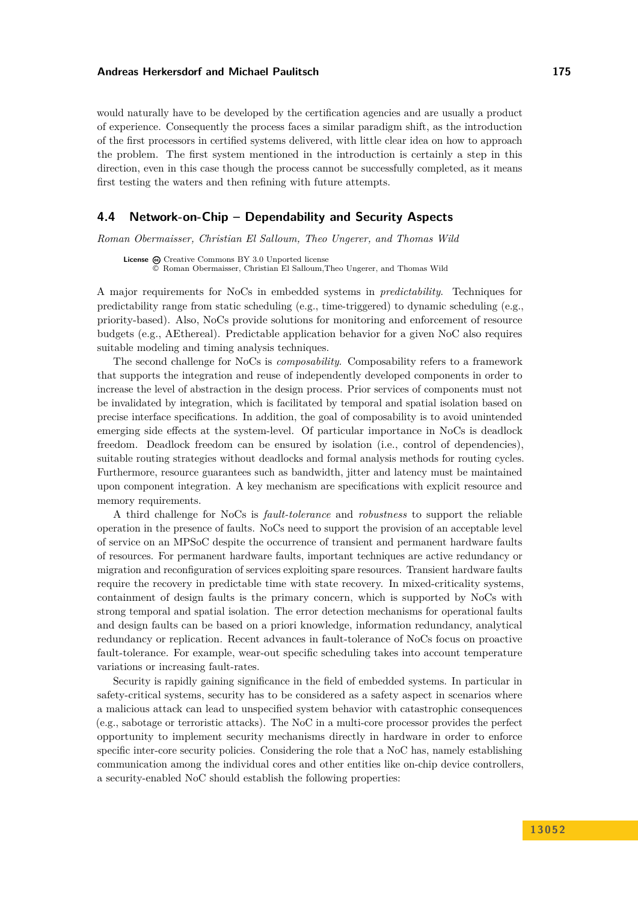would naturally have to be developed by the certification agencies and are usually a product of experience. Consequently the process faces a similar paradigm shift, as the introduction of the first processors in certified systems delivered, with little clear idea on how to approach the problem. The first system mentioned in the introduction is certainly a step in this direction, even in this case though the process cannot be successfully completed, as it means first testing the waters and then refining with future attempts.

## 4.4 Network-on-Chip – Dependability and Security Aspects

*Roman Obermaisser, Christian El Salloum, Theo Ungerer, and Thomas Wild*

**License** Creative Commons BY 3.0 Unported license
© Roman Obermaisser, Christian El Salloum,Theo Ungerer, and Thomas Wild

A major requirements for NoCs in embedded systems in *predictability*. Techniques for predictability range from static scheduling (e.g., time-triggered) to dynamic scheduling (e.g., priority-based). Also, NoCs provide solutions for monitoring and enforcement of resource budgets (e.g., AEthereal). Predictable application behavior for a given NoC also requires suitable modeling and timing analysis techniques.

The second challenge for NoCs is *composability*. Composability refers to a framework that supports the integration and reuse of independently developed components in order to increase the level of abstraction in the design process. Prior services of components must not be invalidated by integration, which is facilitated by temporal and spatial isolation based on precise interface specifications. In addition, the goal of composability is to avoid unintended emerging side effects at the system-level. Of particular importance in NoCs is deadlock freedom. Deadlock freedom can be ensured by isolation (i.e., control of dependencies), suitable routing strategies without deadlocks and formal analysis methods for routing cycles. Furthermore, resource guarantees such as bandwidth, jitter and latency must be maintained upon component integration. A key mechanism are specifications with explicit resource and memory requirements.

A third challenge for NoCs is *fault-tolerance* and *robustness* to support the reliable operation in the presence of faults. NoCs need to support the provision of an acceptable level of service on an MPSoC despite the occurrence of transient and permanent hardware faults of resources. For permanent hardware faults, important techniques are active redundancy or migration and reconfiguration of services exploiting spare resources. Transient hardware faults require the recovery in predictable time with state recovery. In mixed-criticality systems, containment of design faults is the primary concern, which is supported by NoCs with strong temporal and spatial isolation. The error detection mechanisms for operational faults and design faults can be based on a priori knowledge, information redundancy, analytical redundancy or replication. Recent advances in fault-tolerance of NoCs focus on proactive fault-tolerance. For example, wear-out specific scheduling takes into account temperature variations or increasing fault-rates.

Security is rapidly gaining significance in the field of embedded systems. In particular in safety-critical systems, security has to be considered as a safety aspect in scenarios where a malicious attack can lead to unspecified system behavior with catastrophic consequences (e.g., sabotage or terroristic attacks). The NoC in a multi-core processor provides the perfect opportunity to implement security mechanisms directly in hardware in order to enforce specific inter-core security policies. Considering the role that a NoC has, namely establishing communication among the individual cores and other entities like on-chip device controllers, a security-enabled NoC should establish the following properties: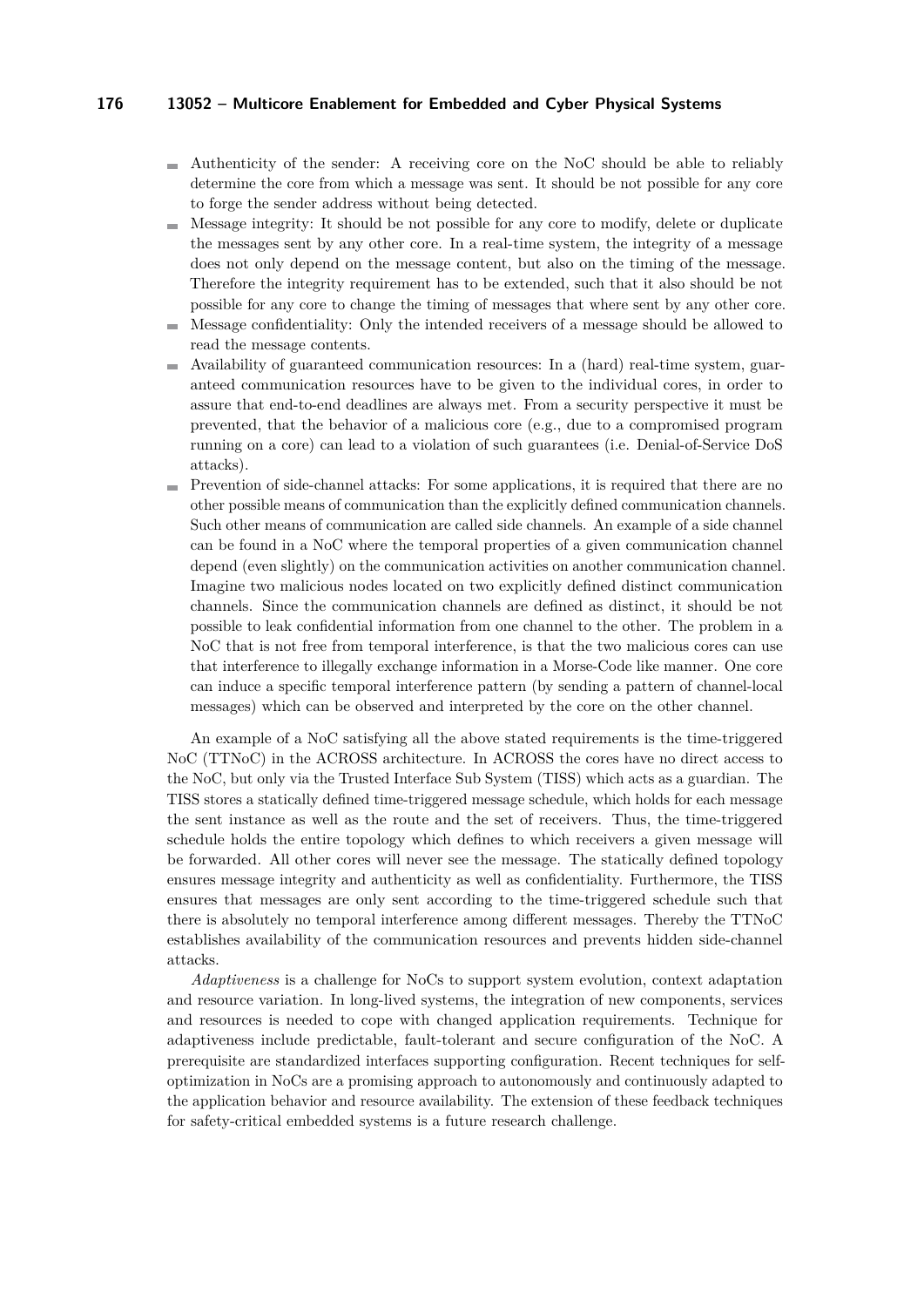- Authenticity of the sender: A receiving core on the NoC should be able to reliably determine the core from which a message was sent. It should be not possible for any core to forge the sender address without being detected.
- Message integrity: It should be not possible for any core to modify, delete or duplicate the messages sent by any other core. In a real-time system, the integrity of a message does not only depend on the message content, but also on the timing of the message. Therefore the integrity requirement has to be extended, such that it also should be not possible for any core to change the timing of messages that where sent by any other core.
- Message confidentiality: Only the intended receivers of a message should be allowed to read the message contents.
- Availability of guaranteed communication resources: In a (hard) real-time system, guaranteed communication resources have to be given to the individual cores, in order to assure that end-to-end deadlines are always met. From a security perspective it must be prevented, that the behavior of a malicious core (e.g., due to a compromised program running on a core) can lead to a violation of such guarantees (i.e. Denial-of-Service DoS attacks).
- Prevention of side-channel attacks: For some applications, it is required that there are no other possible means of communication than the explicitly defined communication channels. Such other means of communication are called side channels. An example of a side channel can be found in a NoC where the temporal properties of a given communication channel depend (even slightly) on the communication activities on another communication channel. Imagine two malicious nodes located on two explicitly defined distinct communication channels. Since the communication channels are defined as distinct, it should be not possible to leak confidential information from one channel to the other. The problem in a NoC that is not free from temporal interference, is that the two malicious cores can use that interference to illegally exchange information in a Morse-Code like manner. One core can induce a specific temporal interference pattern (by sending a pattern of channel-local messages) which can be observed and interpreted by the core on the other channel.

An example of a NoC satisfying all the above stated requirements is the time-triggered NoC (TTNoC) in the ACROSS architecture. In ACROSS the cores have no direct access to the NoC, but only via the Trusted Interface Sub System (TISS) which acts as a guardian. The TISS stores a statically defined time-triggered message schedule, which holds for each message the sent instance as well as the route and the set of receivers. Thus, the time-triggered schedule holds the entire topology which defines to which receivers a given message will be forwarded. All other cores will never see the message. The statically defined topology ensures message integrity and authenticity as well as confidentiality. Furthermore, the TISS ensures that messages are only sent according to the time-triggered schedule such that there is absolutely no temporal interference among different messages. Thereby the TTNoC establishes availability of the communication resources and prevents hidden side-channel attacks.

*Adaptiveness* is a challenge for NoCs to support system evolution, context adaptation and resource variation. In long-lived systems, the integration of new components, services and resources is needed to cope with changed application requirements. Technique for adaptiveness include predictable, fault-tolerant and secure configuration of the NoC. A prerequisite are standardized interfaces supporting configuration. Recent techniques for self-optimization in NoCs are a promising approach to autonomously and continuously adapted to the application behavior and resource availability. The extension of these feedback techniques for safety-critical embedded systems is a future research challenge.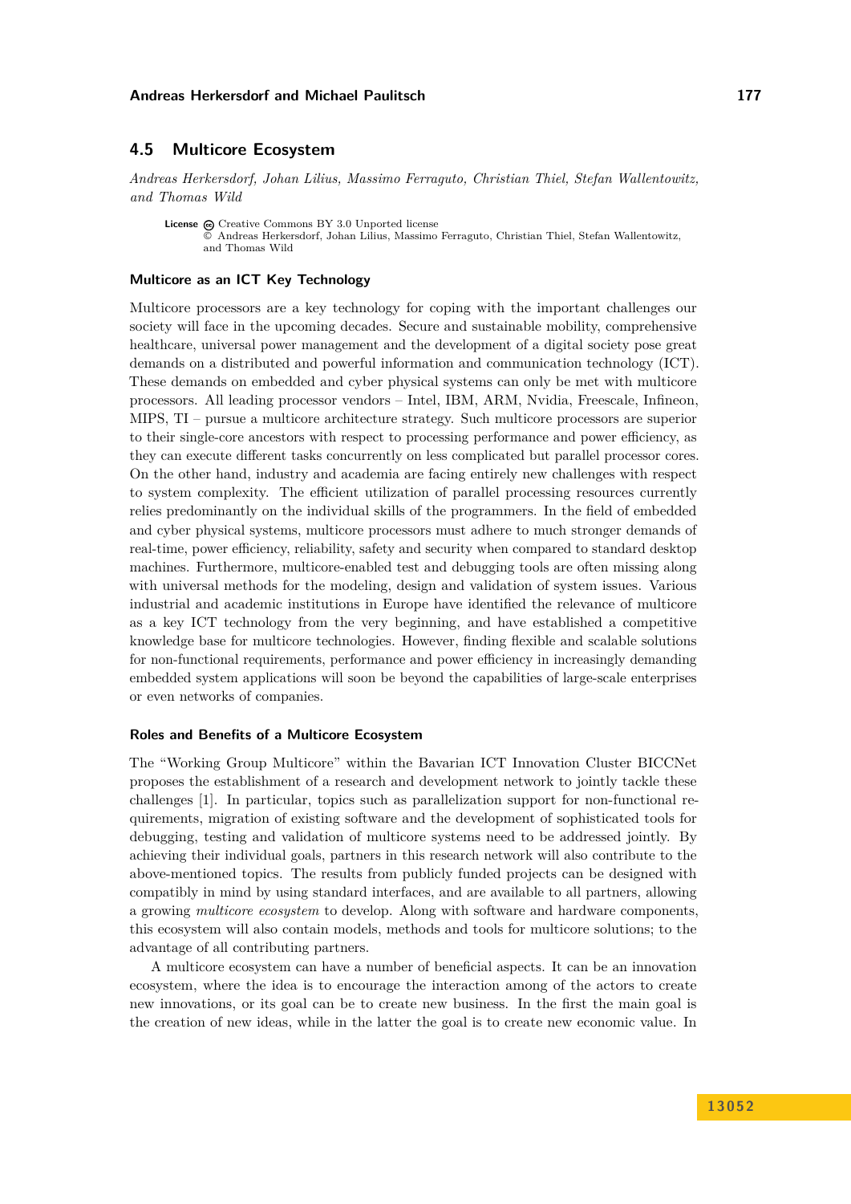## 4.5 Multicore Ecosystem

*Andreas Herkersdorf, Johan Lilius, Massimo Ferraguto, Christian Thiel, Stefan Wallentowitz, and Thomas Wild*

**License** Creative Commons BY 3.0 Unported license
© Andreas Herkersdorf, Johan Lilius, Massimo Ferraguto, Christian Thiel, Stefan Wallentowitz, and Thomas Wild

### Multicore as an ICT Key Technology

Multicore processors are a key technology for coping with the important challenges our society will face in the upcoming decades. Secure and sustainable mobility, comprehensive healthcare, universal power management and the development of a digital society pose great demands on a distributed and powerful information and communication technology (ICT). These demands on embedded and cyber physical systems can only be met with multicore processors. All leading processor vendors – Intel, IBM, ARM, Nvidia, Freescale, Infineon, MIPS, TI – pursue a multicore architecture strategy. Such multicore processors are superior to their single-core ancestors with respect to processing performance and power efficiency, as they can execute different tasks concurrently on less complicated but parallel processor cores. On the other hand, industry and academia are facing entirely new challenges with respect to system complexity. The efficient utilization of parallel processing resources currently relies predominantly on the individual skills of the programmers. In the field of embedded and cyber physical systems, multicore processors must adhere to much stronger demands of real-time, power efficiency, reliability, safety and security when compared to standard desktop machines. Furthermore, multicore-enabled test and debugging tools are often missing along with universal methods for the modeling, design and validation of system issues. Various industrial and academic institutions in Europe have identified the relevance of multicore as a key ICT technology from the very beginning, and have established a competitive knowledge base for multicore technologies. However, finding flexible and scalable solutions for non-functional requirements, performance and power efficiency in increasingly demanding embedded system applications will soon be beyond the capabilities of large-scale enterprises or even networks of companies.

### Roles and Benefits of a Multicore Ecosystem

The "Working Group Multicore" within the Bavarian ICT Innovation Cluster BICCNet proposes the establishment of a research and development network to jointly tackle these challenges [1]. In particular, topics such as parallelization support for non-functional requirements, migration of existing software and the development of sophisticated tools for debugging, testing and validation of multicore systems need to be addressed jointly. By achieving their individual goals, partners in this research network will also contribute to the above-mentioned topics. The results from publicly funded projects can be designed with compatibly in mind by using standard interfaces, and are available to all partners, allowing a growing *multicore ecosystem* to develop. Along with software and hardware components, this ecosystem will also contain models, methods and tools for multicore solutions; to the advantage of all contributing partners.

A multicore ecosystem can have a number of beneficial aspects. It can be an innovation ecosystem, where the idea is to encourage the interaction among of the actors to create new innovations, or its goal can be to create new business. In the first the main goal is the creation of new ideas, while in the latter the goal is to create new economic value. In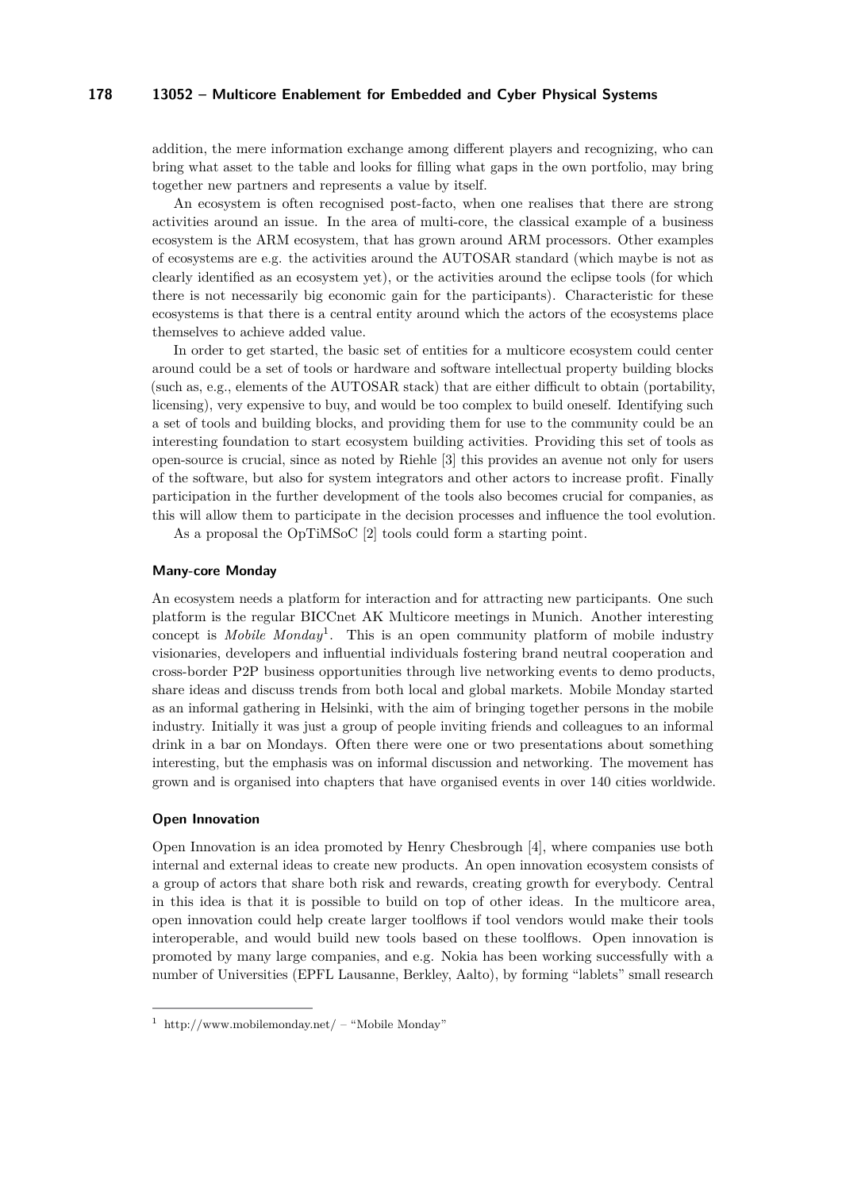addition, the mere information exchange among different players and recognizing, who can bring what asset to the table and looks for filling what gaps in the own portfolio, may bring together new partners and represents a value by itself.

An ecosystem is often recognised post-facto, when one realises that there are strong activities around an issue. In the area of multi-core, the classical example of a business ecosystem is the ARM ecosystem, that has grown around ARM processors. Other examples of ecosystems are e.g. the activities around the AUTOSAR standard (which maybe is not as clearly identified as an ecosystem yet), or the activities around the eclipse tools (for which there is not necessarily big economic gain for the participants). Characteristic for these ecosystems is that there is a central entity around which the actors of the ecosystems place themselves to achieve added value.

In order to get started, the basic set of entities for a multicore ecosystem could center around could be a set of tools or hardware and software intellectual property building blocks (such as, e.g., elements of the AUTOSAR stack) that are either difficult to obtain (portability, licensing), very expensive to buy, and would be too complex to build oneself. Identifying such a set of tools and building blocks, and providing them for use to the community could be an interesting foundation to start ecosystem building activities. Providing this set of tools as open-source is crucial, since as noted by Riehle [3] this provides an avenue not only for users of the software, but also for system integrators and other actors to increase profit. Finally participation in the further development of the tools also becomes crucial for companies, as this will allow them to participate in the decision processes and influence the tool evolution.

As a proposal the OpTiMSoC [2] tools could form a starting point.

#### Many-core Monday

An ecosystem needs a platform for interaction and for attracting new participants. One such platform is the regular BICCnet AK Multicore meetings in Munich. Another interesting concept is *Mobile Monday*[1]. This is an open community platform of mobile industry visionaries, developers and influential individuals fostering brand neutral cooperation and cross-border P2P business opportunities through live networking events to demo products, share ideas and discuss trends from both local and global markets. Mobile Monday started as an informal gathering in Helsinki, with the aim of bringing together persons in the mobile industry. Initially it was just a group of people inviting friends and colleagues to an informal drink in a bar on Mondays. Often there were one or two presentations about something interesting, but the emphasis was on informal discussion and networking. The movement has grown and is organised into chapters that have organised events in over 140 cities worldwide.

#### Open Innovation

Open Innovation is an idea promoted by Henry Chesbrough [4], where companies use both internal and external ideas to create new products. An open innovation ecosystem consists of a group of actors that share both risk and rewards, creating growth for everybody. Central in this idea is that it is possible to build on top of other ideas. In the multicore area, open innovation could help create larger toolflows if tool vendors would make their tools interoperable, and would build new tools based on these toolflows. Open innovation is promoted by many large companies, and e.g. Nokia has been working successfully with a number of Universities (EPFL Lausanne, Berkley, Aalto), by forming "lablets" small research

---

[1] http://www.mobilemonday.net/ – "Mobile Monday"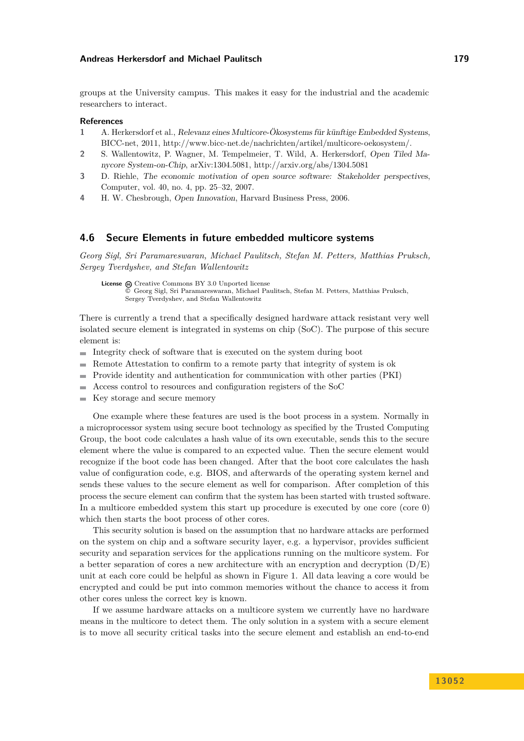groups at the University campus. This makes it easy for the industrial and the academic researchers to interact.

**References**

1. A. Herkersdorf et al., *Relevanz eines Multicore-Ökosystems für künftige Embedded Systems*, BICC-net, 2011, http://www.bicc-net.de/nachrichten/artikel/multicore-oekosystem/.
2. S. Wallentowitz, P. Wagner, M. Tempelmeier, T. Wild, A. Herkersdorf, *Open Tiled Manycore System-on-Chip*, arXiv:1304.5081, http://arxiv.org/abs/1304.5081
3. D. Riehle, *The economic motivation of open source software: Stakeholder perspectives*, Computer, vol. 40, no. 4, pp. 25–32, 2007.
4. H. W. Chesbrough, *Open Innovation*, Harvard Business Press, 2006.

## 4.6 Secure Elements in future embedded multicore systems

*Georg Sigl, Sri Paramareswaran, Michael Paulitsch, Stefan M. Petters, Matthias Pruksch, Sergey Tverdyshev, and Stefan Wallentowitz*

**License** Creative Commons BY 3.0 Unported license
© Georg Sigl, Sri Paramareswaran, Michael Paulitsch, Stefan M. Petters, Matthias Pruksch, Sergey Tverdyshev, and Stefan Wallentowitz

There is currently a trend that a specifically designed hardware attack resistant very well isolated secure element is integrated in systems on chip (SoC). The purpose of this secure element is:

- Integrity check of software that is executed on the system during boot
- Remote Attestation to confirm to a remote party that integrity of system is ok
- Provide identity and authentication for communication with other parties (PKI)
- Access control to resources and configuration registers of the SoC
- Key storage and secure memory

One example where these features are used is the boot process in a system. Normally in a microprocessor system using secure boot technology as specified by the Trusted Computing Group, the boot code calculates a hash value of its own executable, sends this to the secure element where the value is compared to an expected value. Then the secure element would recognize if the boot code has been changed. After that the boot core calculates the hash value of configuration code, e.g. BIOS, and afterwards of the operating system kernel and sends these values to the secure element as well for comparison. After completion of this process the secure element can confirm that the system has been started with trusted software. In a multicore embedded system this start up procedure is executed by one core (core 0) which then starts the boot process of other cores.

This security solution is based on the assumption that no hardware attacks are performed on the system on chip and a software security layer, e.g. a hypervisor, provides sufficient security and separation services for the applications running on the multicore system. For a better separation of cores a new architecture with an encryption and decryption (D/E) unit at each core could be helpful as shown in Figure 1. All data leaving a core would be encrypted and could be put into common memories without the chance to access it from other cores unless the correct key is known.

If we assume hardware attacks on a multicore system we currently have no hardware means in the multicore to detect them. The only solution in a system with a secure element is to move all security critical tasks into the secure element and establish an end-to-end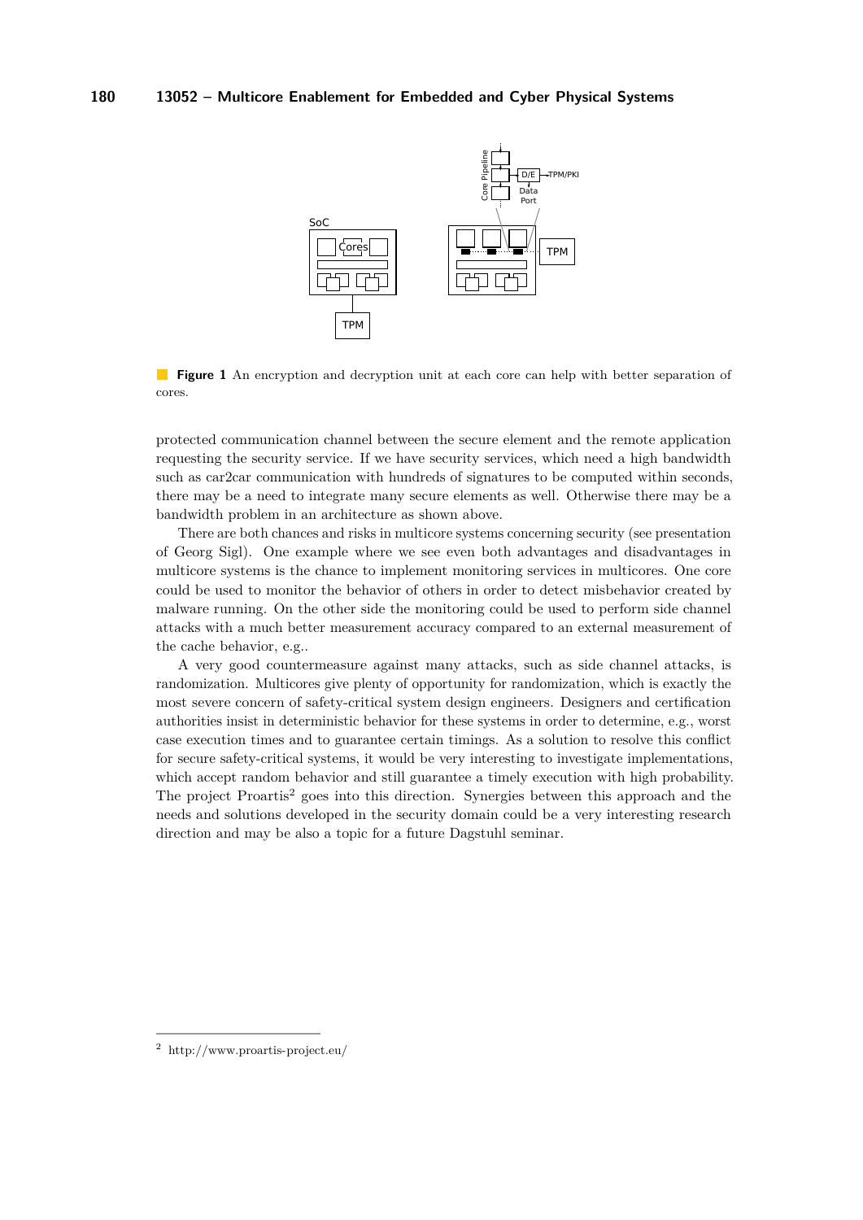**Figure 1** An encryption and decryption unit at each core can help with better separation of cores.

protected communication channel between the secure element and the remote application requesting the security service. If we have security services, which need a high bandwidth such as car2car communication with hundreds of signatures to be computed within seconds, there may be a need to integrate many secure elements as well. Otherwise there may be a bandwidth problem in an architecture as shown above.

There are both chances and risks in multicore systems concerning security (see presentation of Georg Sigl). One example where we see even both advantages and disadvantages in multicore systems is the chance to implement monitoring services in multicores. One core could be used to monitor the behavior of others in order to detect misbehavior created by malware running. On the other side the monitoring could be used to perform side channel attacks with a much better measurement accuracy compared to an external measurement of the cache behavior, e.g..

A very good countermeasure against many attacks, such as side channel attacks, is randomization. Multicores give plenty of opportunity for randomization, which is exactly the most severe concern of safety-critical system design engineers. Designers and certification authorities insist in deterministic behavior for these systems in order to determine, e.g., worst case execution times and to guarantee certain timings. As a solution to resolve this conflict for secure safety-critical systems, it would be very interesting to investigate implementations, which accept random behavior and still guarantee a timely execution with high probability. The project Proartis[2] goes into this direction. Synergies between this approach and the needs and solutions developed in the security domain could be a very interesting research direction and may be also a topic for a future Dagstuhl seminar.

[2] http://www.proartis-project.eu/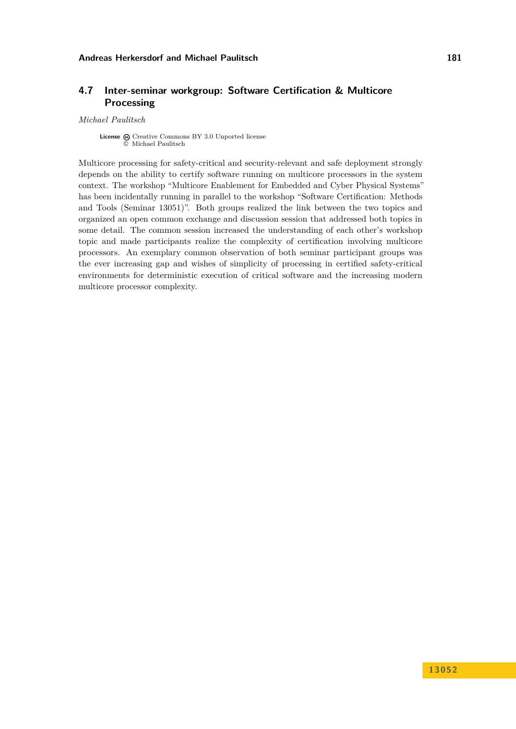## 4.7 Inter-seminar workgroup: Software Certification & Multicore Processing

*Michael Paulitsch*

**License** Creative Commons BY 3.0 Unported license
© Michael Paulitsch

Multicore processing for safety-critical and security-relevant and safe deployment strongly depends on the ability to certify software running on multicore processors in the system context. The workshop "Multicore Enablement for Embedded and Cyber Physical Systems" has been incidentally running in parallel to the workshop "Software Certification: Methods and Tools (Seminar 13051)". Both groups realized the link between the two topics and organized an open common exchange and discussion session that addressed both topics in some detail. The common session increased the understanding of each other's workshop topic and made participants realize the complexity of certification involving multicore processors. An exemplary common observation of both seminar participant groups was the ever increasing gap and wishes of simplicity of processing in certified safety-critical environments for deterministic execution of critical software and the increasing modern multicore processor complexity.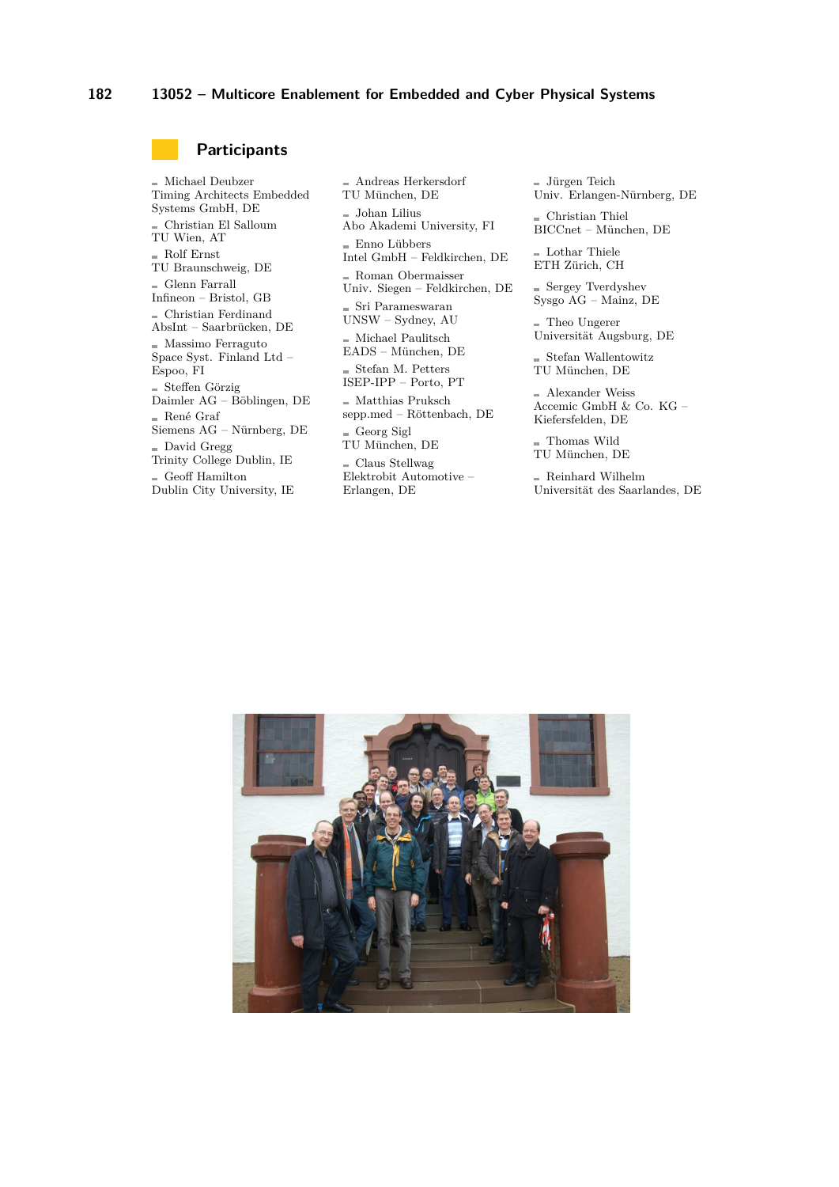## Participants

- Michael Deubzer
Timing Architects Embedded Systems GmbH, DE
- Christian El Salloum
TU Wien, AT
- Rolf Ernst
TU Braunschweig, DE
- Glenn Farrall
Infineon – Bristol, GB
- Christian Ferdinand
AbsInt – Saarbrücken, DE
- Massimo Ferraguto
Space Syst. Finland Ltd – Espoo, FI
- Steffen Görzig
Daimler AG – Böblingen, DE
- René Graf
Siemens AG – Nürnberg, DE
- David Gregg
Trinity College Dublin, IE
- Geoff Hamilton
Dublin City University, IE
- Andreas Herkersdorf
TU München, DE
- Johan Lilius
Abo Akademi University, FI
- Enno Lübbers
Intel GmbH – Feldkirchen, DE
- Roman Obermaisser
Univ. Siegen – Feldkirchen, DE
- Sri Parameswaran
UNSW – Sydney, AU
- Michael Paulitsch
EADS – München, DE
- Stefan M. Petters
ISEP-IPP – Porto, PT
- Matthias Pruksch
sepp.med – Röttenbach, DE
- Georg Sigl
TU München, DE
- Claus Stellwag
Elektrobit Automotive – Erlangen, DE
- Jürgen Teich
Univ. Erlangen-Nürnberg, DE
- Christian Thiel
BICCnet – München, DE
- Lothar Thiele
ETH Zürich, CH
- Sergey Tverdyshev
Sysgo AG – Mainz, DE
- Theo Ungerer
Universität Augsburg, DE
- Stefan Wallentowitz
TU München, DE
- Alexander Weiss
Accemic GmbH & Co. KG – Kiefersfelden, DE
- Thomas Wild
TU München, DE
- Reinhard Wilhelm
Universität des Saarlandes, DE